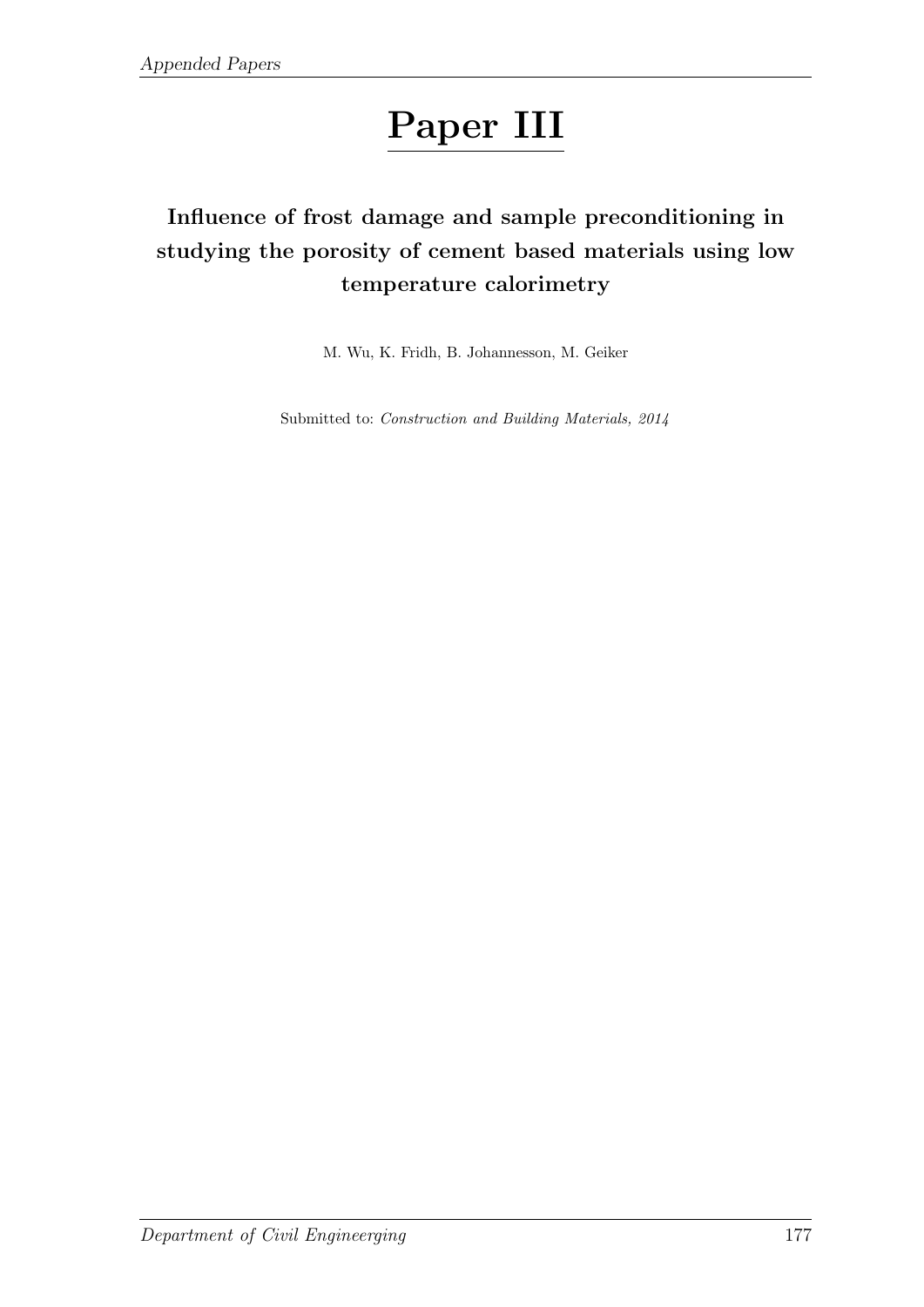# Paper III

## Influence of frost damage and sample preconditioning in studying the porosity of cement based materials using low temperature calorimetry

M. Wu, K. Fridh, B. Johannesson, M. Geiker

Submitted to: *Construction and Building Materials, 2014*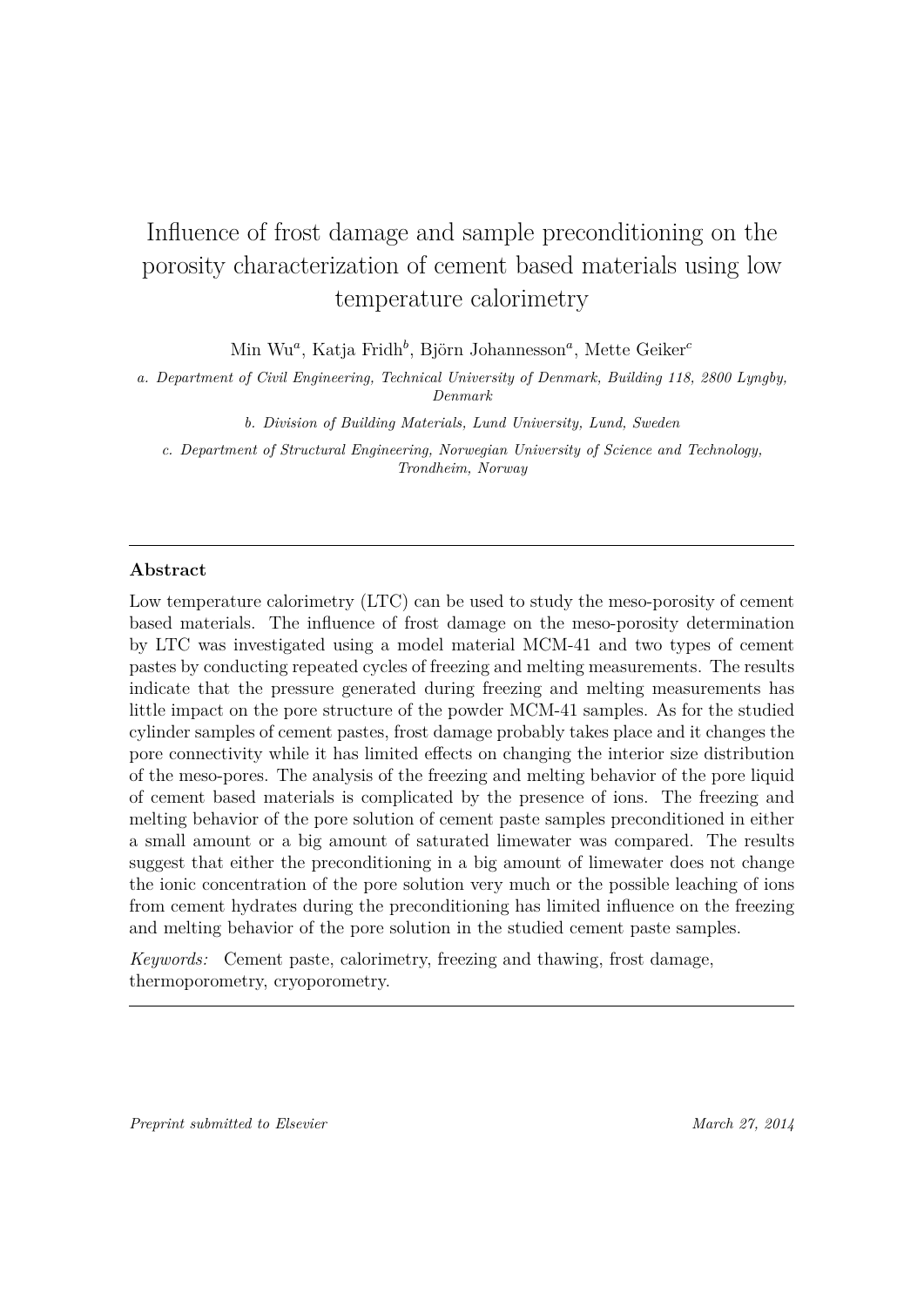# Influence of frost damage and sample preconditioning on the porosity characterization of cement based materials using low temperature calorimetry

Min Wu[a], Katja Fridh[b], Björn Johannesson[a], Mette Geiker[c]

*a. Department of Civil Engineering, Technical University of Denmark, Building 118, 2800 Lyngby, Denmark*

*b. Division of Building Materials, Lund University, Lund, Sweden*

*c. Department of Structural Engineering, Norwegian University of Science and Technology, Trondheim, Norway*

---

**Abstract**

Low temperature calorimetry (LTC) can be used to study the meso-porosity of cement based materials. The influence of frost damage on the meso-porosity determination by LTC was investigated using a model material MCM-41 and two types of cement pastes by conducting repeated cycles of freezing and melting measurements. The results indicate that the pressure generated during freezing and melting measurements has little impact on the pore structure of the powder MCM-41 samples. As for the studied cylinder samples of cement pastes, frost damage probably takes place and it changes the pore connectivity while it has limited effects on changing the interior size distribution of the meso-pores. The analysis of the freezing and melting behavior of the pore liquid of cement based materials is complicated by the presence of ions. The freezing and melting behavior of the pore solution of cement paste samples preconditioned in either a small amount or a big amount of saturated limewater was compared. The results suggest that either the preconditioning in a big amount of limewater does not change the ionic concentration of the pore solution very much or the possible leaching of ions from cement hydrates during the preconditioning has limited influence on the freezing and melting behavior of the pore solution in the studied cement paste samples.

*Keywords:* Cement paste, calorimetry, freezing and thawing, frost damage, thermoporometry, cryoporometry.

---

*Preprint submitted to Elsevier* *March 27, 2014*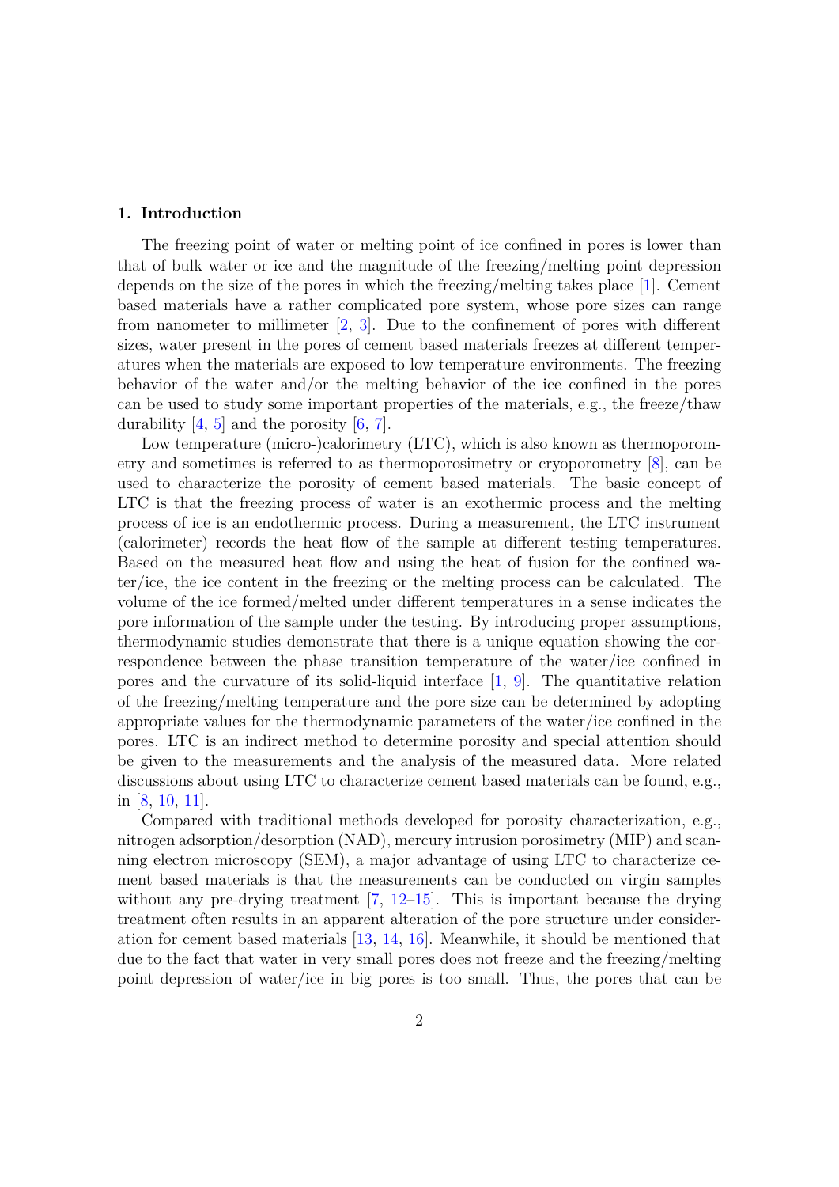## 1. Introduction

The freezing point of water or melting point of ice confined in pores is lower than that of bulk water or ice and the magnitude of the freezing/melting point depression depends on the size of the pores in which the freezing/melting takes place [1]. Cement based materials have a rather complicated pore system, whose pore sizes can range from nanometer to millimeter [2, 3]. Due to the confinement of pores with different sizes, water present in the pores of cement based materials freezes at different temperatures when the materials are exposed to low temperature environments. The freezing behavior of the water and/or the melting behavior of the ice confined in the pores can be used to study some important properties of the materials, e.g., the freeze/thaw durability [4, 5] and the porosity [6, 7].

Low temperature (micro-)calorimetry (LTC), which is also known as thermoporometry and sometimes is referred to as thermoporosimetry or cryoporometry [8], can be used to characterize the porosity of cement based materials. The basic concept of LTC is that the freezing process of water is an exothermic process and the melting process of ice is an endothermic process. During a measurement, the LTC instrument (calorimeter) records the heat flow of the sample at different testing temperatures. Based on the measured heat flow and using the heat of fusion for the confined water/ice, the ice content in the freezing or the melting process can be calculated. The volume of the ice formed/melted under different temperatures in a sense indicates the pore information of the sample under the testing. By introducing proper assumptions, thermodynamic studies demonstrate that there is a unique equation showing the correspondence between the phase transition temperature of the water/ice confined in pores and the curvature of its solid-liquid interface [1, 9]. The quantitative relation of the freezing/melting temperature and the pore size can be determined by adopting appropriate values for the thermodynamic parameters of the water/ice confined in the pores. LTC is an indirect method to determine porosity and special attention should be given to the measurements and the analysis of the measured data. More related discussions about using LTC to characterize cement based materials can be found, e.g., in [8, 10, 11].

Compared with traditional methods developed for porosity characterization, e.g., nitrogen adsorption/desorption (NAD), mercury intrusion porosimetry (MIP) and scanning electron microscopy (SEM), a major advantage of using LTC to characterize cement based materials is that the measurements can be conducted on virgin samples without any pre-drying treatment [7, 12–15]. This is important because the drying treatment often results in an apparent alteration of the pore structure under consideration for cement based materials [13, 14, 16]. Meanwhile, it should be mentioned that due to the fact that water in very small pores does not freeze and the freezing/melting point depression of water/ice in big pores is too small. Thus, the pores that can be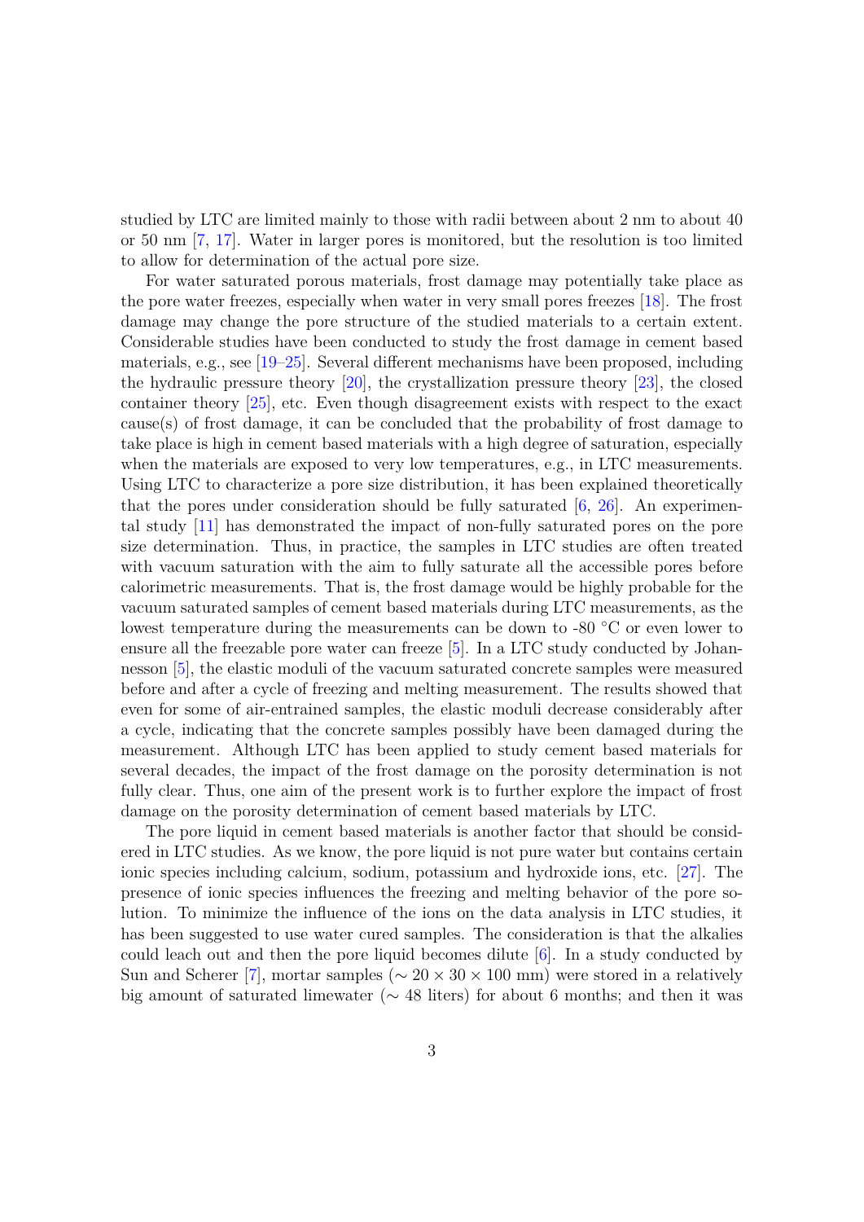studied by LTC are limited mainly to those with radii between about 2 nm to about 40 or 50 nm [7, 17]. Water in larger pores is monitored, but the resolution is too limited to allow for determination of the actual pore size.

For water saturated porous materials, frost damage may potentially take place as the pore water freezes, especially when water in very small pores freezes [18]. The frost damage may change the pore structure of the studied materials to a certain extent. Considerable studies have been conducted to study the frost damage in cement based materials, e.g., see [19–25]. Several different mechanisms have been proposed, including the hydraulic pressure theory [20], the crystallization pressure theory [23], the closed container theory [25], etc. Even though disagreement exists with respect to the exact cause(s) of frost damage, it can be concluded that the probability of frost damage to take place is high in cement based materials with a high degree of saturation, especially when the materials are exposed to very low temperatures, e.g., in LTC measurements. Using LTC to characterize a pore size distribution, it has been explained theoretically that the pores under consideration should be fully saturated [6, 26]. An experimental study [11] has demonstrated the impact of non-fully saturated pores on the pore size determination. Thus, in practice, the samples in LTC studies are often treated with vacuum saturation with the aim to fully saturate all the accessible pores before calorimetric measurements. That is, the frost damage would be highly probable for the vacuum saturated samples of cement based materials during LTC measurements, as the lowest temperature during the measurements can be down to -80 °C or even lower to ensure all the freezable pore water can freeze [5]. In a LTC study conducted by Johannesson [5], the elastic moduli of the vacuum saturated concrete samples were measured before and after a cycle of freezing and melting measurement. The results showed that even for some of air-entrained samples, the elastic moduli decrease considerably after a cycle, indicating that the concrete samples possibly have been damaged during the measurement. Although LTC has been applied to study cement based materials for several decades, the impact of the frost damage on the porosity determination is not fully clear. Thus, one aim of the present work is to further explore the impact of frost damage on the porosity determination of cement based materials by LTC.

The pore liquid in cement based materials is another factor that should be considered in LTC studies. As we know, the pore liquid is not pure water but contains certain ionic species including calcium, sodium, potassium and hydroxide ions, etc. [27]. The presence of ionic species influences the freezing and melting behavior of the pore solution. To minimize the influence of the ions on the data analysis in LTC studies, it has been suggested to use water cured samples. The consideration is that the alkalies could leach out and then the pore liquid becomes dilute [6]. In a study conducted by Sun and Scherer [7], mortar samples ($\sim 20 \times 30 \times 100$ mm) were stored in a relatively big amount of saturated limewater ($\sim$ 48 liters) for about 6 months; and then it was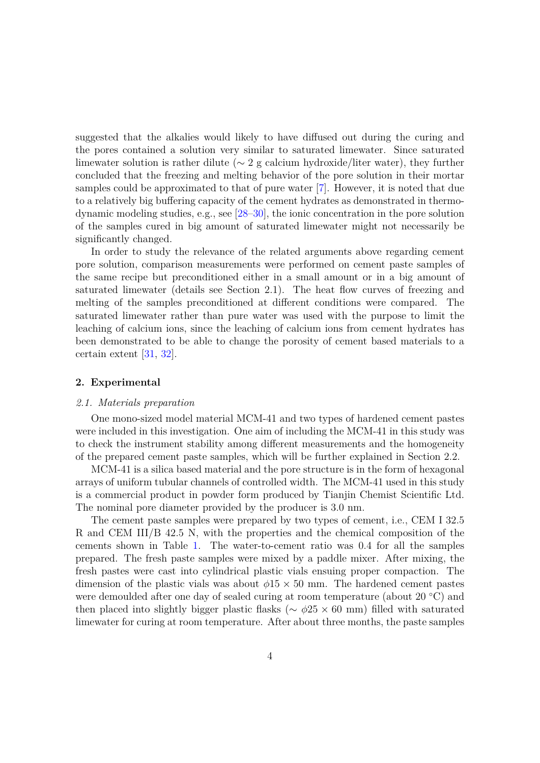suggested that the alkalies would likely to have diffused out during the curing and the pores contained a solution very similar to saturated limewater. Since saturated limewater solution is rather dilute (∼ 2 g calcium hydroxide/liter water), they further concluded that the freezing and melting behavior of the pore solution in their mortar samples could be approximated to that of pure water [7]. However, it is noted that due to a relatively big buffering capacity of the cement hydrates as demonstrated in thermodynamic modeling studies, e.g., see [28–30], the ionic concentration in the pore solution of the samples cured in big amount of saturated limewater might not necessarily be significantly changed.

In order to study the relevance of the related arguments above regarding cement pore solution, comparison measurements were performed on cement paste samples of the same recipe but preconditioned either in a small amount or in a big amount of saturated limewater (details see Section 2.1). The heat flow curves of freezing and melting of the samples preconditioned at different conditions were compared. The saturated limewater rather than pure water was used with the purpose to limit the leaching of calcium ions, since the leaching of calcium ions from cement hydrates has been demonstrated to be able to change the porosity of cement based materials to a certain extent [31, 32].

## 2. Experimental

### *2.1. Materials preparation*

One mono-sized model material MCM-41 and two types of hardened cement pastes were included in this investigation. One aim of including the MCM-41 in this study was to check the instrument stability among different measurements and the homogeneity of the prepared cement paste samples, which will be further explained in Section 2.2.

MCM-41 is a silica based material and the pore structure is in the form of hexagonal arrays of uniform tubular channels of controlled width. The MCM-41 used in this study is a commercial product in powder form produced by Tianjin Chemist Scientific Ltd. The nominal pore diameter provided by the producer is 3.0 nm.

The cement paste samples were prepared by two types of cement, i.e., CEM I 32.5 R and CEM III/B 42.5 N, with the properties and the chemical composition of the cements shown in Table 1. The water-to-cement ratio was 0.4 for all the samples prepared. The fresh paste samples were mixed by a paddle mixer. After mixing, the fresh pastes were cast into cylindrical plastic vials ensuing proper compaction. The dimension of the plastic vials was about $\phi 15 \times 50$ mm. The hardened cement pastes were demoulded after one day of sealed curing at room temperature (about 20 °C) and then placed into slightly bigger plastic flasks (∼ $\phi 25 \times 60$ mm) filled with saturated limewater for curing at room temperature. After about three months, the paste samples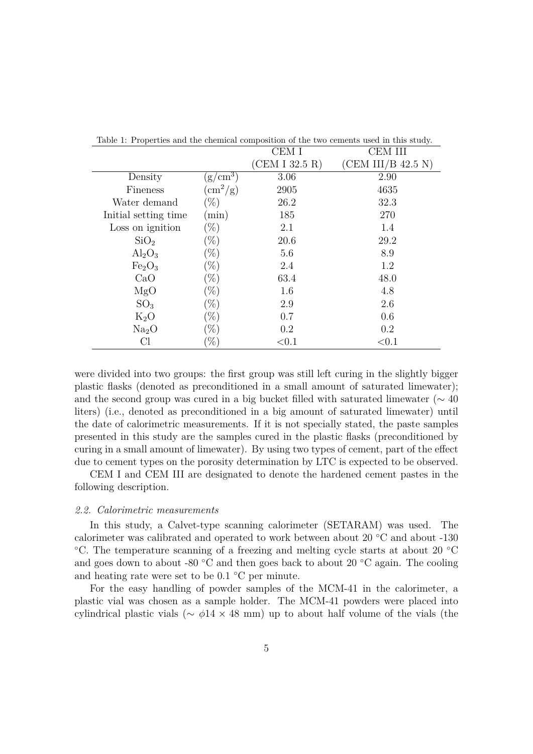Table 1: Properties and the chemical composition of the two cements used in this study.

| | | CEM I (CEM I 32.5 R) | CEM III (CEM III/B 42.5 N) |
|---|---|---|---|
| Density | ($g/cm^3$) | 3.06 | 2.90 |
| Fineness | ($cm^2/g$) | 2905 | 4635 |
| Water demand | (%) | 26.2 | 32.3 |
| Initial setting time | (min) | 185 | 270 |
| Loss on ignition | (%) | 2.1 | 1.4 |
| $SiO_2$ | (%) | 20.6 | 29.2 |
| $Al_2O_3$ | (%) | 5.6 | 8.9 |
| $Fe_2O_3$ | (%) | 2.4 | 1.2 |
| CaO | (%) | 63.4 | 48.0 |
| MgO | (%) | 1.6 | 4.8 |
| $SO_3$ | (%) | 2.9 | 2.6 |
| $K_2O$ | (%) | 0.7 | 0.6 |
| $Na_2O$ | (%) | 0.2 | 0.2 |
| Cl | (%) | <0.1 | <0.1 |

were divided into two groups: the first group was still left curing in the slightly bigger plastic flasks (denoted as preconditioned in a small amount of saturated limewater); and the second group was cured in a big bucket filled with saturated limewater (~ 40 liters) (i.e., denoted as preconditioned in a big amount of saturated limewater) until the date of calorimetric measurements. If it is not specially stated, the paste samples presented in this study are the samples cured in the plastic flasks (preconditioned by curing in a small amount of limewater). By using two types of cement, part of the effect due to cement types on the porosity determination by LTC is expected to be observed.

CEM I and CEM III are designated to denote the hardened cement pastes in the following description.

### *2.2. Calorimetric measurements*

In this study, a Calvet-type scanning calorimeter (SETARAM) was used. The calorimeter was calibrated and operated to work between about 20 °C and about -130 °C. The temperature scanning of a freezing and melting cycle starts at about 20 °C and goes down to about -80 °C and then goes back to about 20 °C again. The cooling and heating rate were set to be 0.1 °C per minute.

For the easy handling of powder samples of the MCM-41 in the calorimeter, a plastic vial was chosen as a sample holder. The MCM-41 powders were placed into cylindrical plastic vials (~ $\phi 14 \times 48$ mm) up to about half volume of the vials (the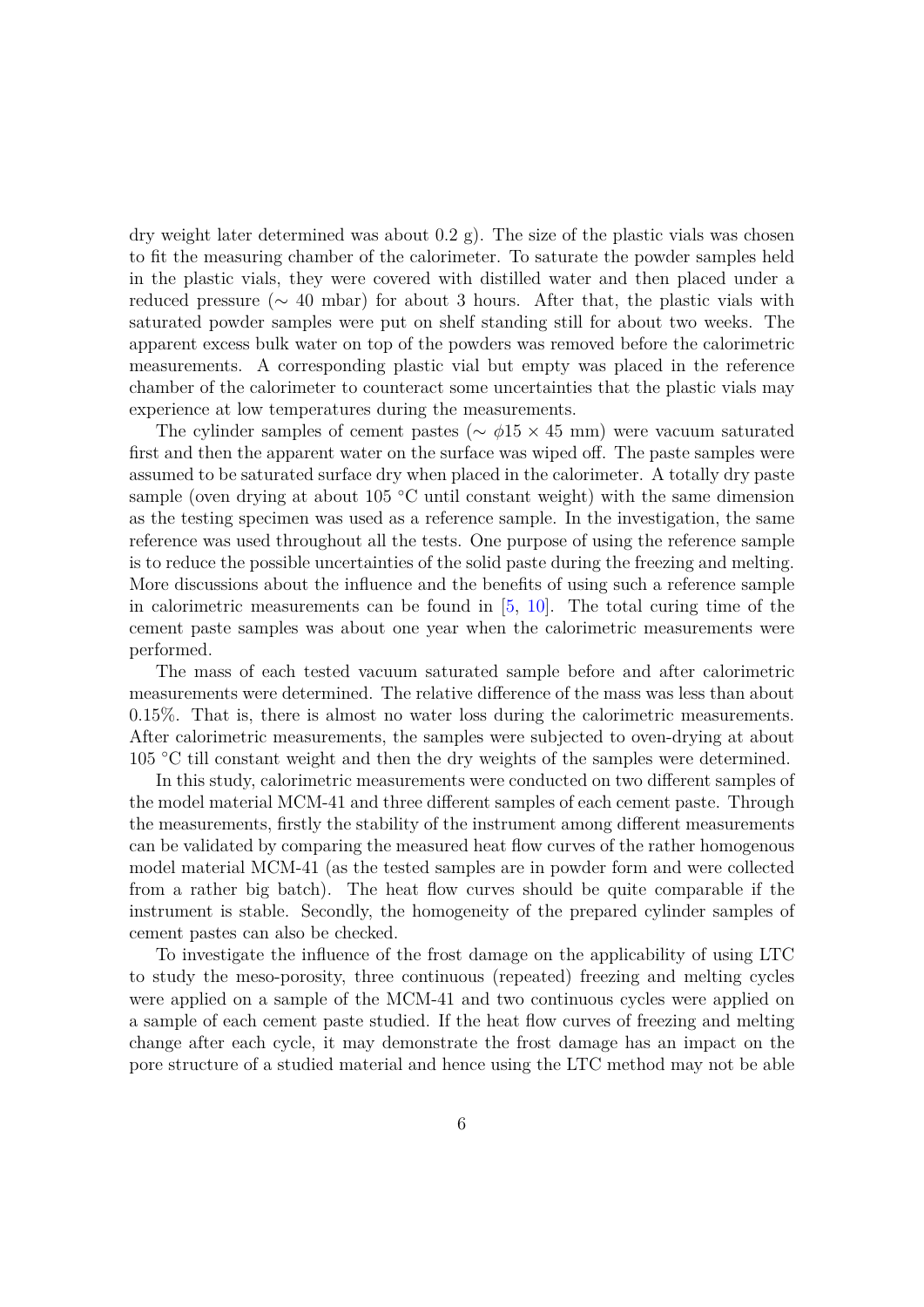dry weight later determined was about 0.2 g). The size of the plastic vials was chosen to fit the measuring chamber of the calorimeter. To saturate the powder samples held in the plastic vials, they were covered with distilled water and then placed under a reduced pressure ($\sim$ 40 mbar) for about 3 hours. After that, the plastic vials with saturated powder samples were put on shelf standing still for about two weeks. The apparent excess bulk water on top of the powders was removed before the calorimetric measurements. A corresponding plastic vial but empty was placed in the reference chamber of the calorimeter to counteract some uncertainties that the plastic vials may experience at low temperatures during the measurements.

The cylinder samples of cement pastes ($\sim \phi 15 \times 45$ mm) were vacuum saturated first and then the apparent water on the surface was wiped off. The paste samples were assumed to be saturated surface dry when placed in the calorimeter. A totally dry paste sample (oven drying at about 105 °C until constant weight) with the same dimension as the testing specimen was used as a reference sample. In the investigation, the same reference was used throughout all the tests. One purpose of using the reference sample is to reduce the possible uncertainties of the solid paste during the freezing and melting. More discussions about the influence and the benefits of using such a reference sample in calorimetric measurements can be found in [5, 10]. The total curing time of the cement paste samples was about one year when the calorimetric measurements were performed.

The mass of each tested vacuum saturated sample before and after calorimetric measurements were determined. The relative difference of the mass was less than about 0.15%. That is, there is almost no water loss during the calorimetric measurements. After calorimetric measurements, the samples were subjected to oven-drying at about 105 °C till constant weight and then the dry weights of the samples were determined.

In this study, calorimetric measurements were conducted on two different samples of the model material MCM-41 and three different samples of each cement paste. Through the measurements, firstly the stability of the instrument among different measurements can be validated by comparing the measured heat flow curves of the rather homogenous model material MCM-41 (as the tested samples are in powder form and were collected from a rather big batch). The heat flow curves should be quite comparable if the instrument is stable. Secondly, the homogeneity of the prepared cylinder samples of cement pastes can also be checked.

To investigate the influence of the frost damage on the applicability of using LTC to study the meso-porosity, three continuous (repeated) freezing and melting cycles were applied on a sample of the MCM-41 and two continuous cycles were applied on a sample of each cement paste studied. If the heat flow curves of freezing and melting change after each cycle, it may demonstrate the frost damage has an impact on the pore structure of a studied material and hence using the LTC method may not be able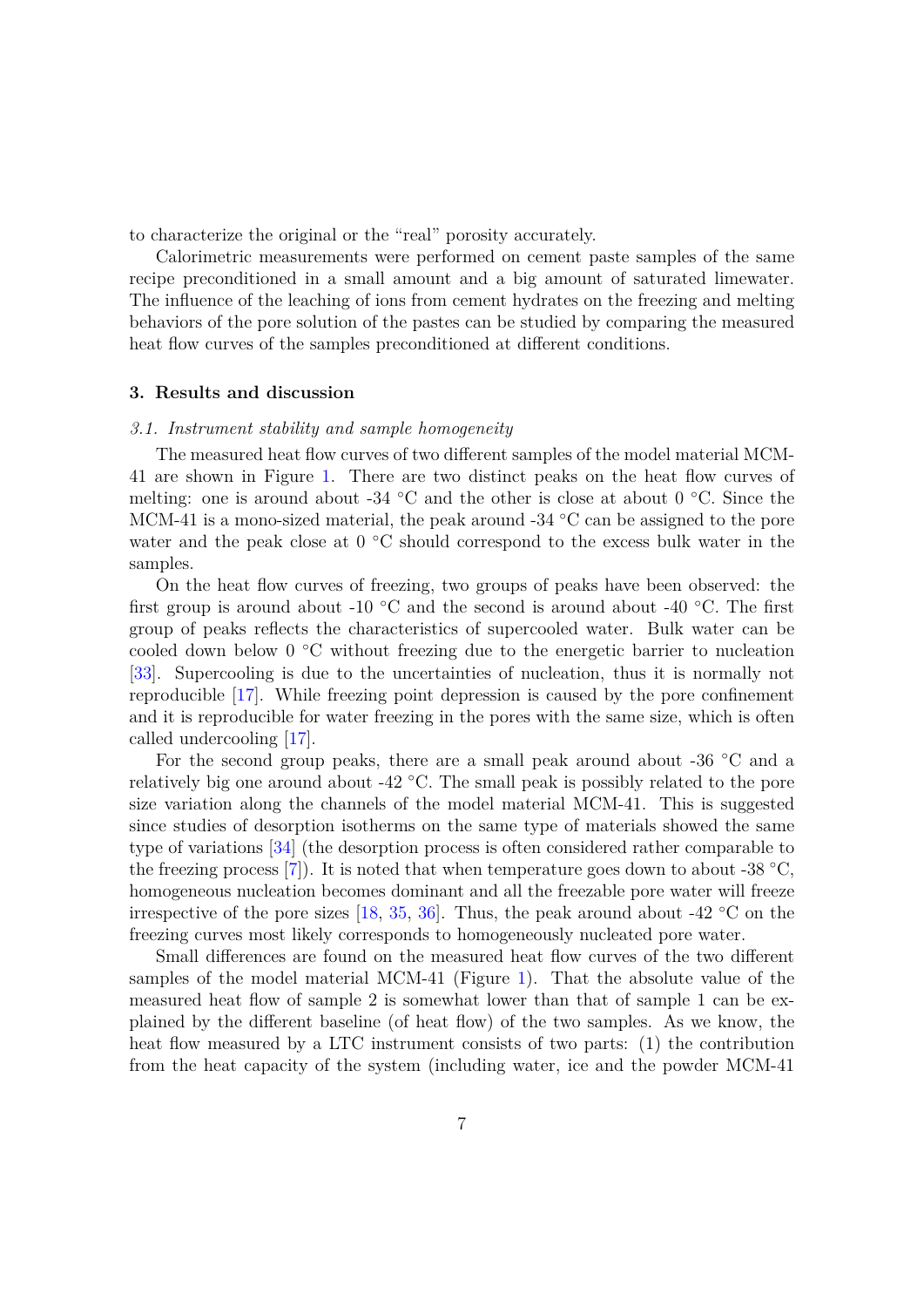to characterize the original or the "real" porosity accurately.

Calorimetric measurements were performed on cement paste samples of the same recipe preconditioned in a small amount and a big amount of saturated limewater. The influence of the leaching of ions from cement hydrates on the freezing and melting behaviors of the pore solution of the pastes can be studied by comparing the measured heat flow curves of the samples preconditioned at different conditions.

## 3. Results and discussion

### *3.1. Instrument stability and sample homogeneity*

The measured heat flow curves of two different samples of the model material MCM-41 are shown in Figure 1. There are two distinct peaks on the heat flow curves of melting: one is around about -34 °C and the other is close at about 0 °C. Since the MCM-41 is a mono-sized material, the peak around -34 °C can be assigned to the pore water and the peak close at 0 °C should correspond to the excess bulk water in the samples.

On the heat flow curves of freezing, two groups of peaks have been observed: the first group is around about -10 °C and the second is around about -40 °C. The first group of peaks reflects the characteristics of supercooled water. Bulk water can be cooled down below 0 °C without freezing due to the energetic barrier to nucleation [33]. Supercooling is due to the uncertainties of nucleation, thus it is normally not reproducible [17]. While freezing point depression is caused by the pore confinement and it is reproducible for water freezing in the pores with the same size, which is often called undercooling [17].

For the second group peaks, there are a small peak around about -36 °C and a relatively big one around about -42 °C. The small peak is possibly related to the pore size variation along the channels of the model material MCM-41. This is suggested since studies of desorption isotherms on the same type of materials showed the same type of variations [34] (the desorption process is often considered rather comparable to the freezing process [7]). It is noted that when temperature goes down to about -38 °C, homogeneous nucleation becomes dominant and all the freezable pore water will freeze irrespective of the pore sizes [18, 35, 36]. Thus, the peak around about -42 °C on the freezing curves most likely corresponds to homogeneously nucleated pore water.

Small differences are found on the measured heat flow curves of the two different samples of the model material MCM-41 (Figure 1). That the absolute value of the measured heat flow of sample 2 is somewhat lower than that of sample 1 can be explained by the different baseline (of heat flow) of the two samples. As we know, the heat flow measured by a LTC instrument consists of two parts: (1) the contribution from the heat capacity of the system (including water, ice and the powder MCM-41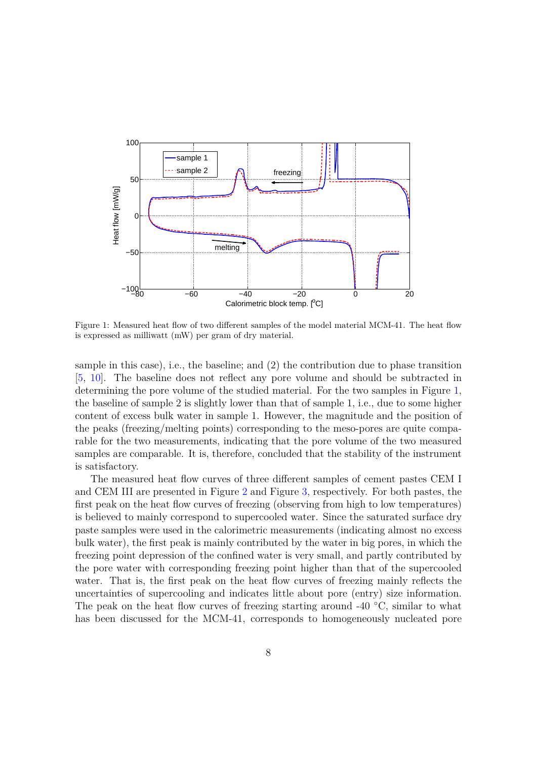Figure 1: Measured heat flow of two different samples of the model material MCM-41. The heat flow is expressed as milliwatt (mW) per gram of dry material.

sample in this case), i.e., the baseline; and (2) the contribution due to phase transition [5, 10]. The baseline does not reflect any pore volume and should be subtracted in determining the pore volume of the studied material. For the two samples in Figure 1, the baseline of sample 2 is slightly lower than that of sample 1, i.e., due to some higher content of excess bulk water in sample 1. However, the magnitude and the position of the peaks (freezing/melting points) corresponding to the meso-pores are quite comparable for the two measurements, indicating that the pore volume of the two measured samples are comparable. It is, therefore, concluded that the stability of the instrument is satisfactory.

The measured heat flow curves of three different samples of cement pastes CEM I and CEM III are presented in Figure 2 and Figure 3, respectively. For both pastes, the first peak on the heat flow curves of freezing (observing from high to low temperatures) is believed to mainly correspond to supercooled water. Since the saturated surface dry paste samples were used in the calorimetric measurements (indicating almost no excess bulk water), the first peak is mainly contributed by the water in big pores, in which the freezing point depression of the confined water is very small, and partly contributed by the pore water with corresponding freezing point higher than that of the supercooled water. That is, the first peak on the heat flow curves of freezing mainly reflects the uncertainties of supercooling and indicates little about pore (entry) size information. The peak on the heat flow curves of freezing starting around -40 °C, similar to what has been discussed for the MCM-41, corresponds to homogeneously nucleated pore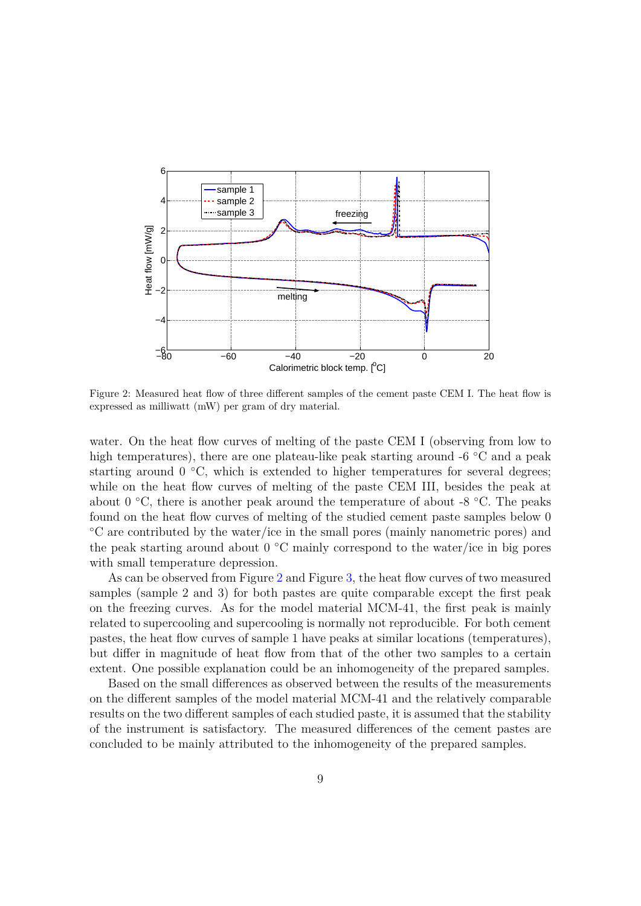Figure 2: Measured heat flow of three different samples of the cement paste CEM I. The heat flow is expressed as milliwatt (mW) per gram of dry material.

water. On the heat flow curves of melting of the paste CEM I (observing from low to high temperatures), there are one plateau-like peak starting around -6 °C and a peak starting around 0 °C, which is extended to higher temperatures for several degrees; while on the heat flow curves of melting of the paste CEM III, besides the peak at about 0 °C, there is another peak around the temperature of about -8 °C. The peaks found on the heat flow curves of melting of the studied cement paste samples below 0 °C are contributed by the water/ice in the small pores (mainly nanometric pores) and the peak starting around about 0 °C mainly correspond to the water/ice in big pores with small temperature depression.

As can be observed from Figure 2 and Figure 3, the heat flow curves of two measured samples (sample 2 and 3) for both pastes are quite comparable except the first peak on the freezing curves. As for the model material MCM-41, the first peak is mainly related to supercooling and supercooling is normally not reproducible. For both cement pastes, the heat flow curves of sample 1 have peaks at similar locations (temperatures), but differ in magnitude of heat flow from that of the other two samples to a certain extent. One possible explanation could be an inhomogeneity of the prepared samples.

Based on the small differences as observed between the results of the measurements on the different samples of the model material MCM-41 and the relatively comparable results on the two different samples of each studied paste, it is assumed that the stability of the instrument is satisfactory. The measured differences of the cement pastes are concluded to be mainly attributed to the inhomogeneity of the prepared samples.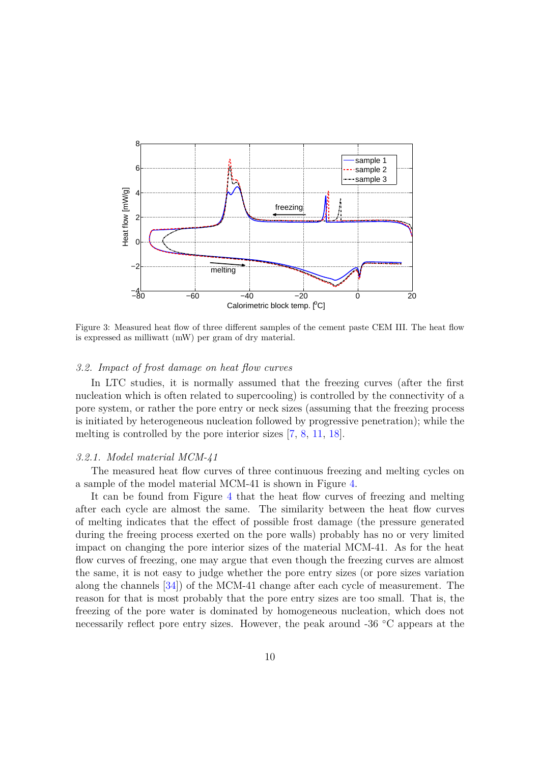Figure 3: Measured heat flow of three different samples of the cement paste CEM III. The heat flow is expressed as milliwatt (mW) per gram of dry material.

### *3.2. Impact of frost damage on heat flow curves*

In LTC studies, it is normally assumed that the freezing curves (after the first nucleation which is often related to supercooling) is controlled by the connectivity of a pore system, or rather the pore entry or neck sizes (assuming that the freezing process is initiated by heterogeneous nucleation followed by progressive penetration); while the melting is controlled by the pore interior sizes [7, 8, 11, 18].

#### *3.2.1. Model material MCM-41*

The measured heat flow curves of three continuous freezing and melting cycles on a sample of the model material MCM-41 is shown in Figure 4.

It can be found from Figure 4 that the heat flow curves of freezing and melting after each cycle are almost the same. The similarity between the heat flow curves of melting indicates that the effect of possible frost damage (the pressure generated during the freeing process exerted on the pore walls) probably has no or very limited impact on changing the pore interior sizes of the material MCM-41. As for the heat flow curves of freezing, one may argue that even though the freezing curves are almost the same, it is not easy to judge whether the pore entry sizes (or pore sizes variation along the channels [34]) of the MCM-41 change after each cycle of measurement. The reason for that is most probably that the pore entry sizes are too small. That is, the freezing of the pore water is dominated by homogeneous nucleation, which does not necessarily reflect pore entry sizes. However, the peak around -36 °C appears at the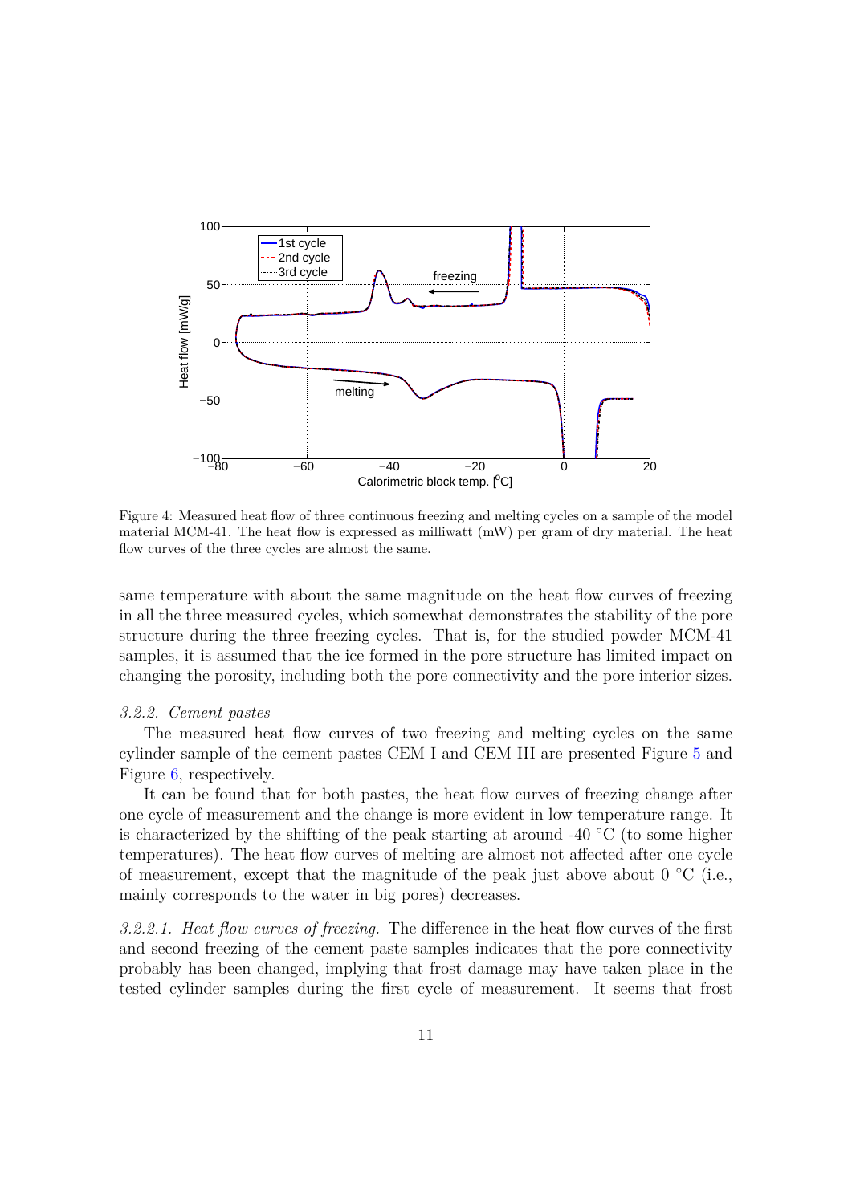Figure 4: Measured heat flow of three continuous freezing and melting cycles on a sample of the model material MCM-41. The heat flow is expressed as milliwatt (mW) per gram of dry material. The heat flow curves of the three cycles are almost the same.

same temperature with about the same magnitude on the heat flow curves of freezing in all the three measured cycles, which somewhat demonstrates the stability of the pore structure during the three freezing cycles. That is, for the studied powder MCM-41 samples, it is assumed that the ice formed in the pore structure has limited impact on changing the porosity, including both the pore connectivity and the pore interior sizes.

#### *3.2.2. Cement pastes*

The measured heat flow curves of two freezing and melting cycles on the same cylinder sample of the cement pastes CEM I and CEM III are presented Figure 5 and Figure 6, respectively.

It can be found that for both pastes, the heat flow curves of freezing change after one cycle of measurement and the change is more evident in low temperature range. It is characterized by the shifting of the peak starting at around -40 °C (to some higher temperatures). The heat flow curves of melting are almost not affected after one cycle of measurement, except that the magnitude of the peak just above about 0 °C (i.e., mainly corresponds to the water in big pores) decreases.

*3.2.2.1. Heat flow curves of freezing.* The difference in the heat flow curves of the first and second freezing of the cement paste samples indicates that the pore connectivity probably has been changed, implying that frost damage may have taken place in the tested cylinder samples during the first cycle of measurement. It seems that frost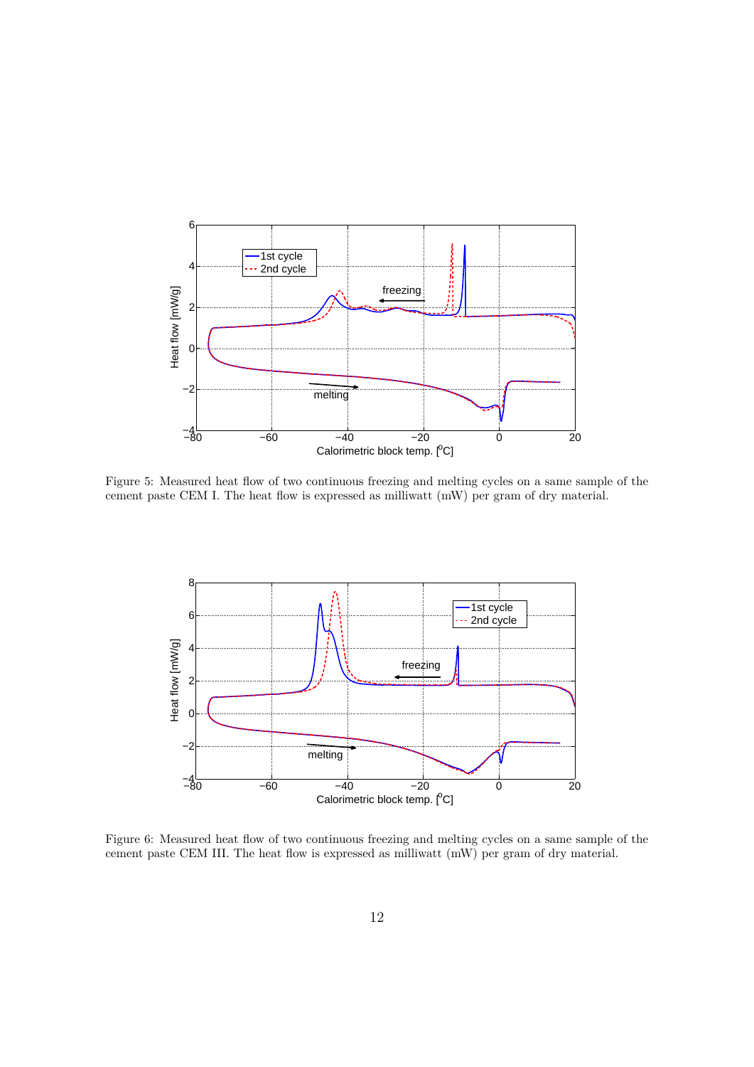Figure 5: Measured heat flow of two continuous freezing and melting cycles on a same sample of the cement paste CEM I. The heat flow is expressed as milliwatt (mW) per gram of dry material.

Figure 6: Measured heat flow of two continuous freezing and melting cycles on a same sample of the cement paste CEM III. The heat flow is expressed as milliwatt (mW) per gram of dry material.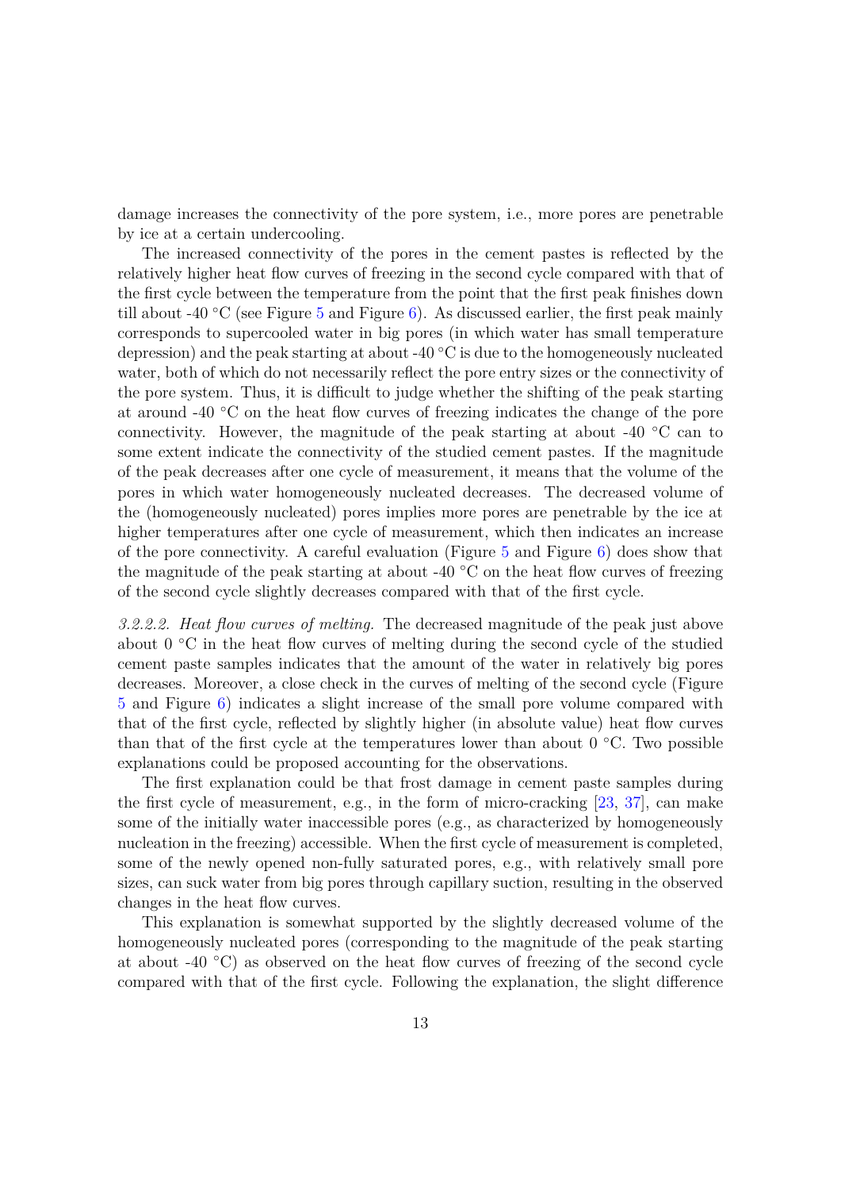damage increases the connectivity of the pore system, i.e., more pores are penetrable by ice at a certain undercooling.

The increased connectivity of the pores in the cement pastes is reflected by the relatively higher heat flow curves of freezing in the second cycle compared with that of the first cycle between the temperature from the point that the first peak finishes down till about -40 °C (see Figure 5 and Figure 6). As discussed earlier, the first peak mainly corresponds to supercooled water in big pores (in which water has small temperature depression) and the peak starting at about -40 °C is due to the homogeneously nucleated water, both of which do not necessarily reflect the pore entry sizes or the connectivity of the pore system. Thus, it is difficult to judge whether the shifting of the peak starting at around -40 °C on the heat flow curves of freezing indicates the change of the pore connectivity. However, the magnitude of the peak starting at about -40 °C can to some extent indicate the connectivity of the studied cement pastes. If the magnitude of the peak decreases after one cycle of measurement, it means that the volume of the pores in which water homogeneously nucleated decreases. The decreased volume of the (homogeneously nucleated) pores implies more pores are penetrable by the ice at higher temperatures after one cycle of measurement, which then indicates an increase of the pore connectivity. A careful evaluation (Figure 5 and Figure 6) does show that the magnitude of the peak starting at about -40 °C on the heat flow curves of freezing of the second cycle slightly decreases compared with that of the first cycle.

*3.2.2.2. Heat flow curves of melting.* The decreased magnitude of the peak just above about 0 °C in the heat flow curves of melting during the second cycle of the studied cement paste samples indicates that the amount of the water in relatively big pores decreases. Moreover, a close check in the curves of melting of the second cycle (Figure 5 and Figure 6) indicates a slight increase of the small pore volume compared with that of the first cycle, reflected by slightly higher (in absolute value) heat flow curves than that of the first cycle at the temperatures lower than about 0 °C. Two possible explanations could be proposed accounting for the observations.

The first explanation could be that frost damage in cement paste samples during the first cycle of measurement, e.g., in the form of micro-cracking [23, 37], can make some of the initially water inaccessible pores (e.g., as characterized by homogeneously nucleation in the freezing) accessible. When the first cycle of measurement is completed, some of the newly opened non-fully saturated pores, e.g., with relatively small pore sizes, can suck water from big pores through capillary suction, resulting in the observed changes in the heat flow curves.

This explanation is somewhat supported by the slightly decreased volume of the homogeneously nucleated pores (corresponding to the magnitude of the peak starting at about -40 °C) as observed on the heat flow curves of freezing of the second cycle compared with that of the first cycle. Following the explanation, the slight difference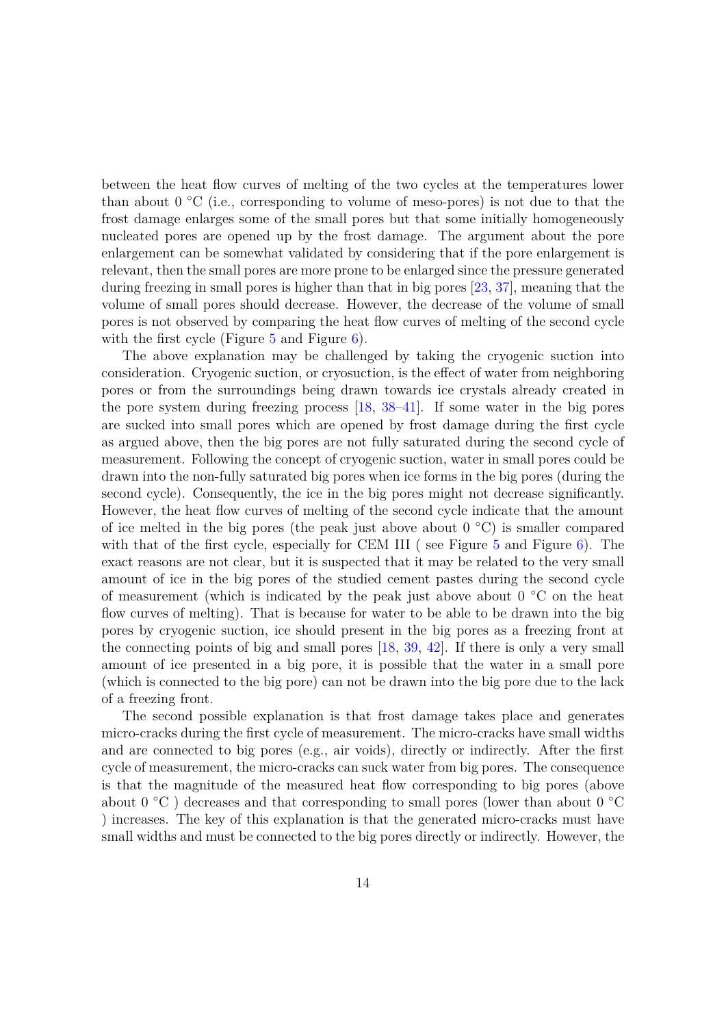between the heat flow curves of melting of the two cycles at the temperatures lower than about 0 °C (i.e., corresponding to volume of meso-pores) is not due to that the frost damage enlarges some of the small pores but that some initially homogeneously nucleated pores are opened up by the frost damage. The argument about the pore enlargement can be somewhat validated by considering that if the pore enlargement is relevant, then the small pores are more prone to be enlarged since the pressure generated during freezing in small pores is higher than that in big pores [23, 37], meaning that the volume of small pores should decrease. However, the decrease of the volume of small pores is not observed by comparing the heat flow curves of melting of the second cycle with the first cycle (Figure 5 and Figure 6).

The above explanation may be challenged by taking the cryogenic suction into consideration. Cryogenic suction, or cryosuction, is the effect of water from neighboring pores or from the surroundings being drawn towards ice crystals already created in the pore system during freezing process [18, 38–41]. If some water in the big pores are sucked into small pores which are opened by frost damage during the first cycle as argued above, then the big pores are not fully saturated during the second cycle of measurement. Following the concept of cryogenic suction, water in small pores could be drawn into the non-fully saturated big pores when ice forms in the big pores (during the second cycle). Consequently, the ice in the big pores might not decrease significantly. However, the heat flow curves of melting of the second cycle indicate that the amount of ice melted in the big pores (the peak just above about 0 °C) is smaller compared with that of the first cycle, especially for CEM III ( see Figure 5 and Figure 6). The exact reasons are not clear, but it is suspected that it may be related to the very small amount of ice in the big pores of the studied cement pastes during the second cycle of measurement (which is indicated by the peak just above about 0 °C on the heat flow curves of melting). That is because for water to be able to be drawn into the big pores by cryogenic suction, ice should present in the big pores as a freezing front at the connecting points of big and small pores [18, 39, 42]. If there is only a very small amount of ice presented in a big pore, it is possible that the water in a small pore (which is connected to the big pore) can not be drawn into the big pore due to the lack of a freezing front.

The second possible explanation is that frost damage takes place and generates micro-cracks during the first cycle of measurement. The micro-cracks have small widths and are connected to big pores (e.g., air voids), directly or indirectly. After the first cycle of measurement, the micro-cracks can suck water from big pores. The consequence is that the magnitude of the measured heat flow corresponding to big pores (above about 0 °C ) decreases and that corresponding to small pores (lower than about 0 °C ) increases. The key of this explanation is that the generated micro-cracks must have small widths and must be connected to the big pores directly or indirectly. However, the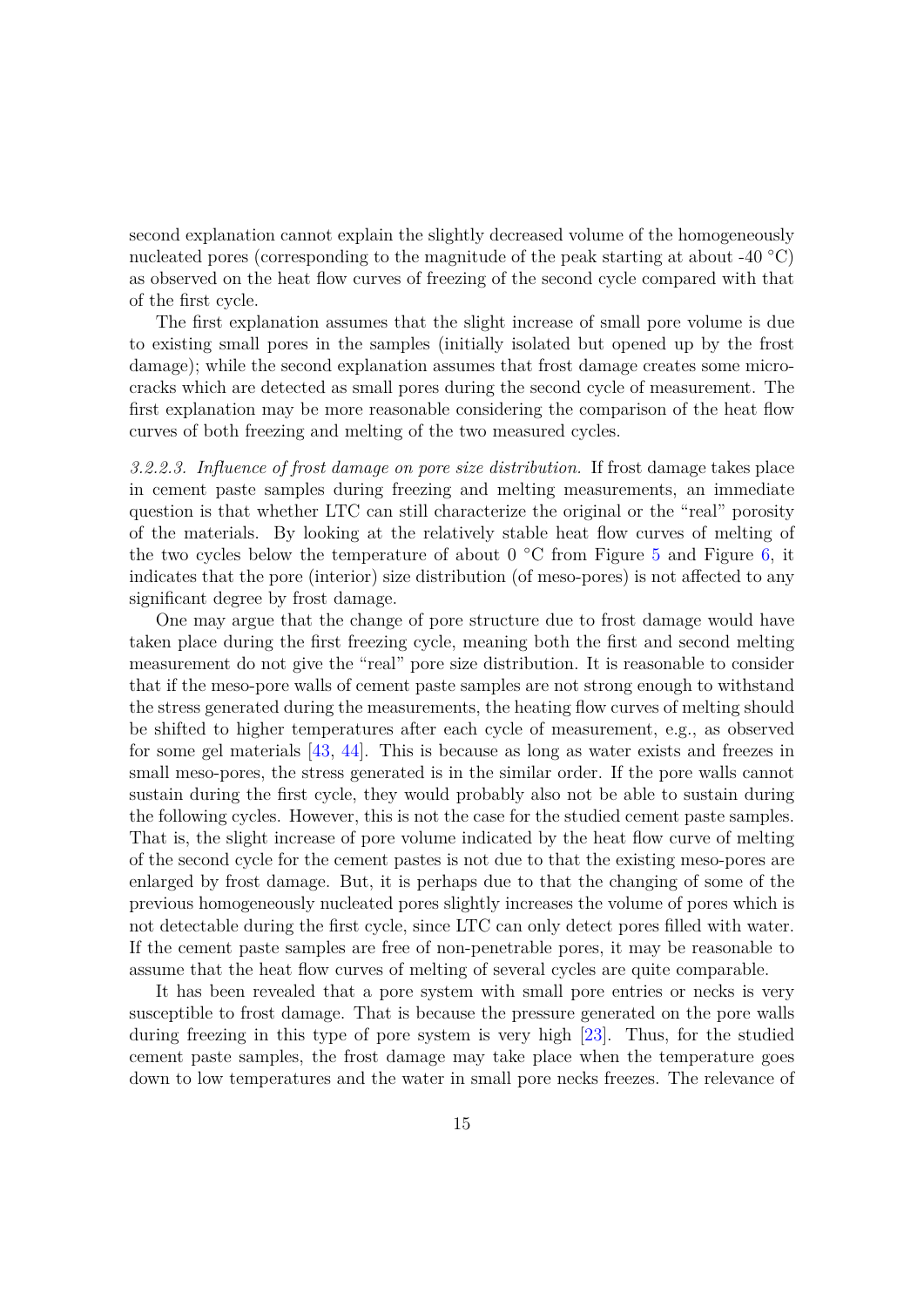second explanation cannot explain the slightly decreased volume of the homogeneously nucleated pores (corresponding to the magnitude of the peak starting at about -40 °C) as observed on the heat flow curves of freezing of the second cycle compared with that of the first cycle.

The first explanation assumes that the slight increase of small pore volume is due to existing small pores in the samples (initially isolated but opened up by the frost damage); while the second explanation assumes that frost damage creates some micro-cracks which are detected as small pores during the second cycle of measurement. The first explanation may be more reasonable considering the comparison of the heat flow curves of both freezing and melting of the two measured cycles.

*3.2.2.3. Influence of frost damage on pore size distribution.* If frost damage takes place in cement paste samples during freezing and melting measurements, an immediate question is that whether LTC can still characterize the original or the "real" porosity of the materials. By looking at the relatively stable heat flow curves of melting of the two cycles below the temperature of about 0 °C from Figure 5 and Figure 6, it indicates that the pore (interior) size distribution (of meso-pores) is not affected to any significant degree by frost damage.

One may argue that the change of pore structure due to frost damage would have taken place during the first freezing cycle, meaning both the first and second melting measurement do not give the "real" pore size distribution. It is reasonable to consider that if the meso-pore walls of cement paste samples are not strong enough to withstand the stress generated during the measurements, the heating flow curves of melting should be shifted to higher temperatures after each cycle of measurement, e.g., as observed for some gel materials [43, 44]. This is because as long as water exists and freezes in small meso-pores, the stress generated is in the similar order. If the pore walls cannot sustain during the first cycle, they would probably also not be able to sustain during the following cycles. However, this is not the case for the studied cement paste samples. That is, the slight increase of pore volume indicated by the heat flow curve of melting of the second cycle for the cement pastes is not due to that the existing meso-pores are enlarged by frost damage. But, it is perhaps due to that the changing of some of the previous homogeneously nucleated pores slightly increases the volume of pores which is not detectable during the first cycle, since LTC can only detect pores filled with water. If the cement paste samples are free of non-penetrable pores, it may be reasonable to assume that the heat flow curves of melting of several cycles are quite comparable.

It has been revealed that a pore system with small pore entries or necks is very susceptible to frost damage. That is because the pressure generated on the pore walls during freezing in this type of pore system is very high [23]. Thus, for the studied cement paste samples, the frost damage may take place when the temperature goes down to low temperatures and the water in small pore necks freezes. The relevance of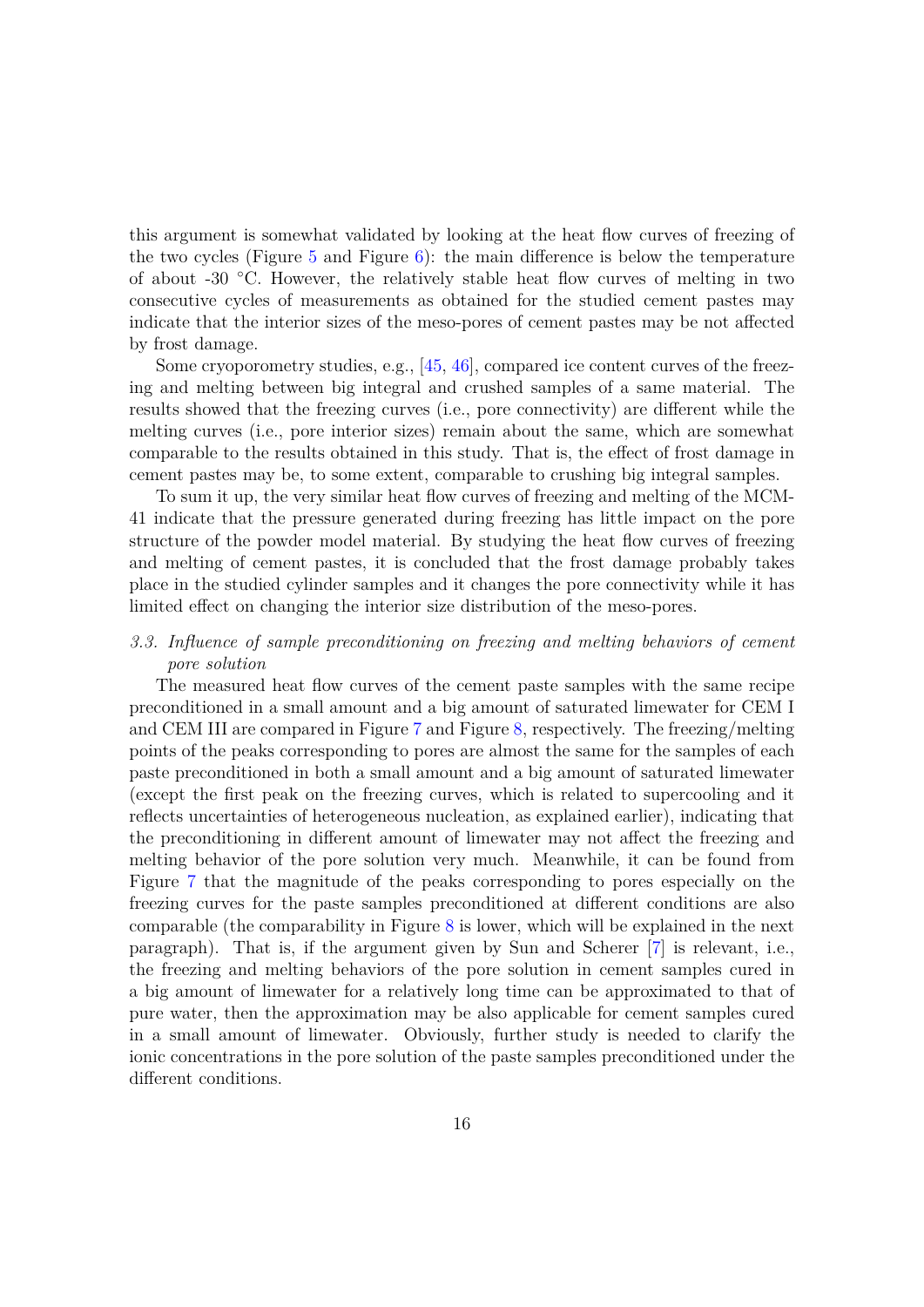this argument is somewhat validated by looking at the heat flow curves of freezing of the two cycles (Figure 5 and Figure 6): the main difference is below the temperature of about -30 °C. However, the relatively stable heat flow curves of melting in two consecutive cycles of measurements as obtained for the studied cement pastes may indicate that the interior sizes of the meso-pores of cement pastes may be not affected by frost damage.

Some cryoporometry studies, e.g., [45, 46], compared ice content curves of the freezing and melting between big integral and crushed samples of a same material. The results showed that the freezing curves (i.e., pore connectivity) are different while the melting curves (i.e., pore interior sizes) remain about the same, which are somewhat comparable to the results obtained in this study. That is, the effect of frost damage in cement pastes may be, to some extent, comparable to crushing big integral samples.

To sum it up, the very similar heat flow curves of freezing and melting of the MCM-41 indicate that the pressure generated during freezing has little impact on the pore structure of the powder model material. By studying the heat flow curves of freezing and melting of cement pastes, it is concluded that the frost damage probably takes place in the studied cylinder samples and it changes the pore connectivity while it has limited effect on changing the interior size distribution of the meso-pores.

### *3.3. Influence of sample preconditioning on freezing and melting behaviors of cement pore solution*

The measured heat flow curves of the cement paste samples with the same recipe preconditioned in a small amount and a big amount of saturated limewater for CEM I and CEM III are compared in Figure 7 and Figure 8, respectively. The freezing/melting points of the peaks corresponding to pores are almost the same for the samples of each paste preconditioned in both a small amount and a big amount of saturated limewater (except the first peak on the freezing curves, which is related to supercooling and it reflects uncertainties of heterogeneous nucleation, as explained earlier), indicating that the preconditioning in different amount of limewater may not affect the freezing and melting behavior of the pore solution very much. Meanwhile, it can be found from Figure 7 that the magnitude of the peaks corresponding to pores especially on the freezing curves for the paste samples preconditioned at different conditions are also comparable (the comparability in Figure 8 is lower, which will be explained in the next paragraph). That is, if the argument given by Sun and Scherer [7] is relevant, i.e., the freezing and melting behaviors of the pore solution in cement samples cured in a big amount of limewater for a relatively long time can be approximated to that of pure water, then the approximation may be also applicable for cement samples cured in a small amount of limewater. Obviously, further study is needed to clarify the ionic concentrations in the pore solution of the paste samples preconditioned under the different conditions.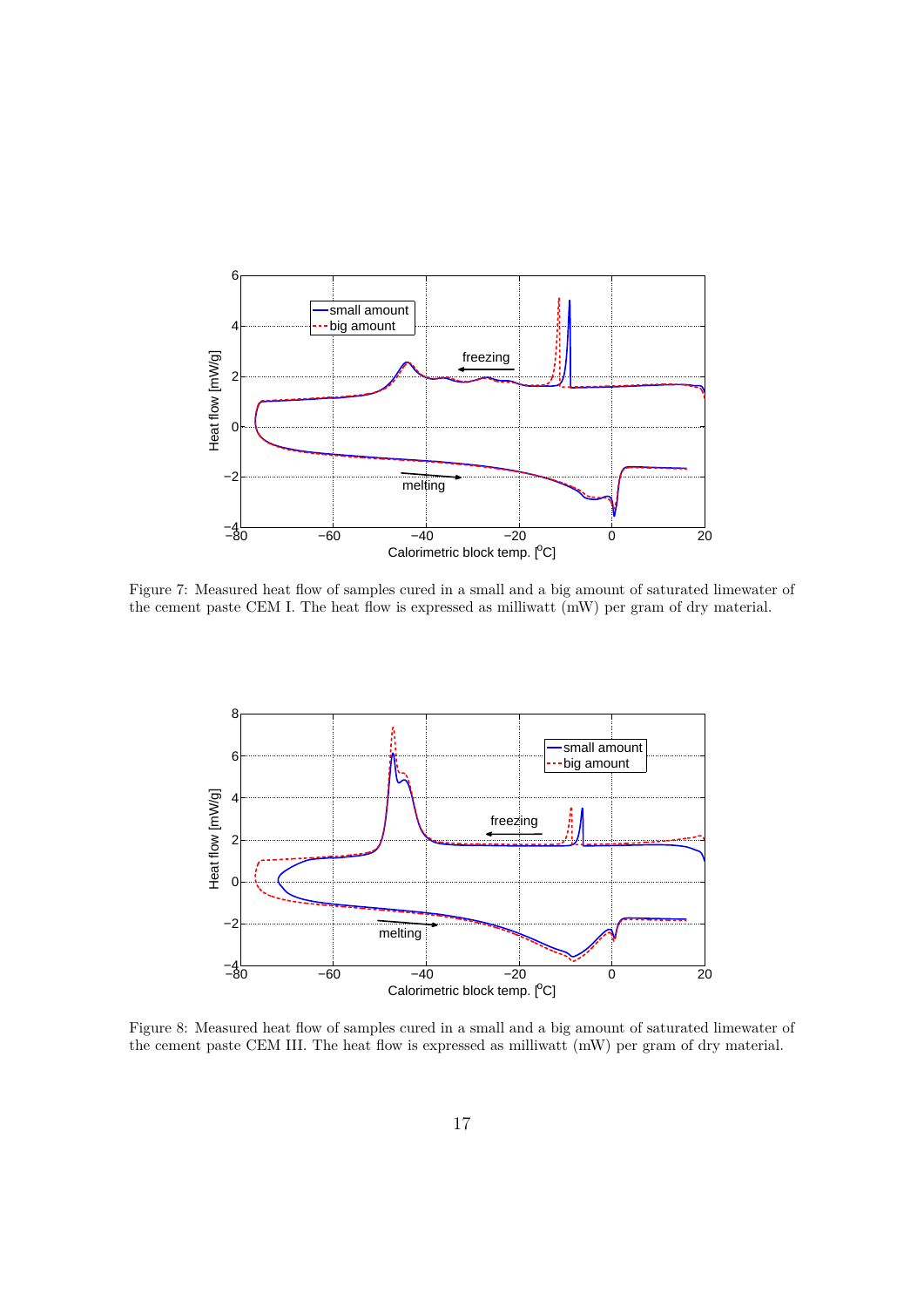Figure 7: Measured heat flow of samples cured in a small and a big amount of saturated limewater of the cement paste CEM I. The heat flow is expressed as milliwatt (mW) per gram of dry material.

Figure 8: Measured heat flow of samples cured in a small and a big amount of saturated limewater of the cement paste CEM III. The heat flow is expressed as milliwatt (mW) per gram of dry material.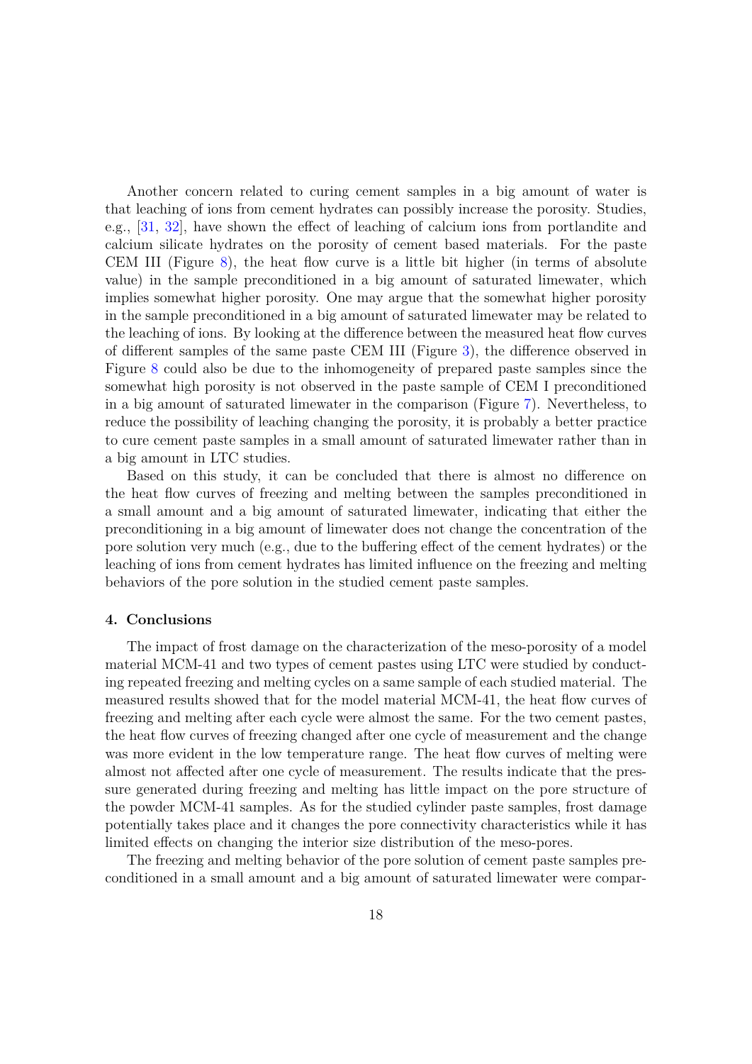Another concern related to curing cement samples in a big amount of water is that leaching of ions from cement hydrates can possibly increase the porosity. Studies, e.g., [31, 32], have shown the effect of leaching of calcium ions from portlandite and calcium silicate hydrates on the porosity of cement based materials. For the paste CEM III (Figure 8), the heat flow curve is a little bit higher (in terms of absolute value) in the sample preconditioned in a big amount of saturated limewater, which implies somewhat higher porosity. One may argue that the somewhat higher porosity in the sample preconditioned in a big amount of saturated limewater may be related to the leaching of ions. By looking at the difference between the measured heat flow curves of different samples of the same paste CEM III (Figure 3), the difference observed in Figure 8 could also be due to the inhomogeneity of prepared paste samples since the somewhat high porosity is not observed in the paste sample of CEM I preconditioned in a big amount of saturated limewater in the comparison (Figure 7). Nevertheless, to reduce the possibility of leaching changing the porosity, it is probably a better practice to cure cement paste samples in a small amount of saturated limewater rather than in a big amount in LTC studies.

Based on this study, it can be concluded that there is almost no difference on the heat flow curves of freezing and melting between the samples preconditioned in a small amount and a big amount of saturated limewater, indicating that either the preconditioning in a big amount of limewater does not change the concentration of the pore solution very much (e.g., due to the buffering effect of the cement hydrates) or the leaching of ions from cement hydrates has limited influence on the freezing and melting behaviors of the pore solution in the studied cement paste samples.

## 4. Conclusions

The impact of frost damage on the characterization of the meso-porosity of a model material MCM-41 and two types of cement pastes using LTC were studied by conducting repeated freezing and melting cycles on a same sample of each studied material. The measured results showed that for the model material MCM-41, the heat flow curves of freezing and melting after each cycle were almost the same. For the two cement pastes, the heat flow curves of freezing changed after one cycle of measurement and the change was more evident in the low temperature range. The heat flow curves of melting were almost not affected after one cycle of measurement. The results indicate that the pressure generated during freezing and melting has little impact on the pore structure of the powder MCM-41 samples. As for the studied cylinder paste samples, frost damage potentially takes place and it changes the pore connectivity characteristics while it has limited effects on changing the interior size distribution of the meso-pores.

The freezing and melting behavior of the pore solution of cement paste samples preconditioned in a small amount and a big amount of saturated limewater were compar-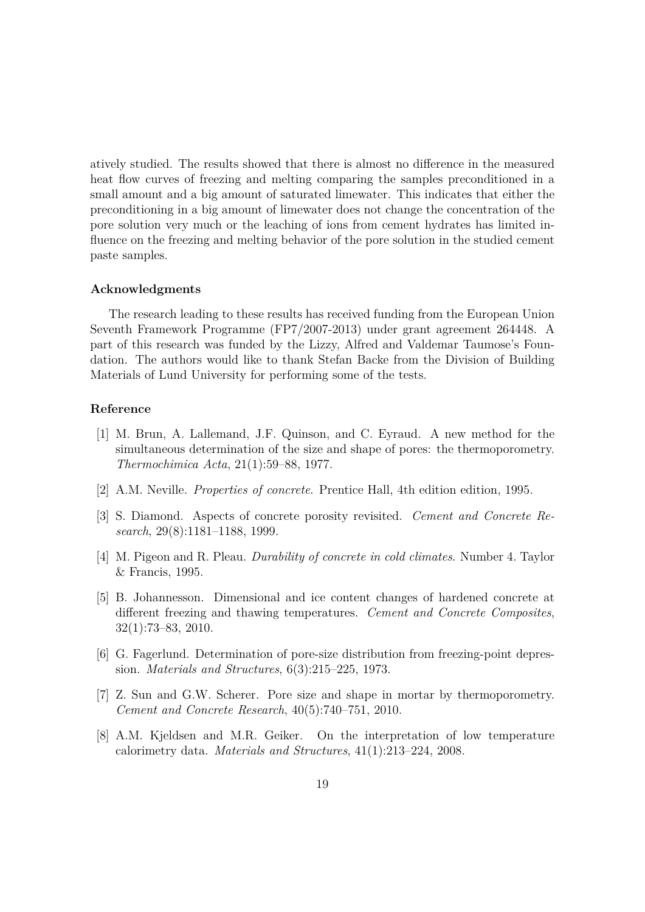atively studied. The results showed that there is almost no difference in the measured heat flow curves of freezing and melting comparing the samples preconditioned in a small amount and a big amount of saturated limewater. This indicates that either the preconditioning in a big amount of limewater does not change the concentration of the pore solution very much or the leaching of ions from cement hydrates has limited influence on the freezing and melting behavior of the pore solution in the studied cement paste samples.

### Acknowledgments

The research leading to these results has received funding from the European Union Seventh Framework Programme (FP7/2007-2013) under grant agreement 264448. A part of this research was funded by the Lizzy, Alfred and Valdemar Taumose's Foundation. The authors would like to thank Stefan Backe from the Division of Building Materials of Lund University for performing some of the tests.

### Reference

[1] M. Brun, A. Lallemand, J.F. Quinson, and C. Eyraud. A new method for the simultaneous determination of the size and shape of pores: the thermoporometry. *Thermochimica Acta*, 21(1):59–88, 1977.

[2] A.M. Neville. *Properties of concrete*. Prentice Hall, 4th edition edition, 1995.

[3] S. Diamond. Aspects of concrete porosity revisited. *Cement and Concrete Research*, 29(8):1181–1188, 1999.

[4] M. Pigeon and R. Pleau. *Durability of concrete in cold climates*. Number 4. Taylor & Francis, 1995.

[5] B. Johannesson. Dimensional and ice content changes of hardened concrete at different freezing and thawing temperatures. *Cement and Concrete Composites*, 32(1):73–83, 2010.

[6] G. Fagerlund. Determination of pore-size distribution from freezing-point depression. *Materials and Structures*, 6(3):215–225, 1973.

[7] Z. Sun and G.W. Scherer. Pore size and shape in mortar by thermoporometry. *Cement and Concrete Research*, 40(5):740–751, 2010.

[8] A.M. Kjeldsen and M.R. Geiker. On the interpretation of low temperature calorimetry data. *Materials and Structures*, 41(1):213–224, 2008.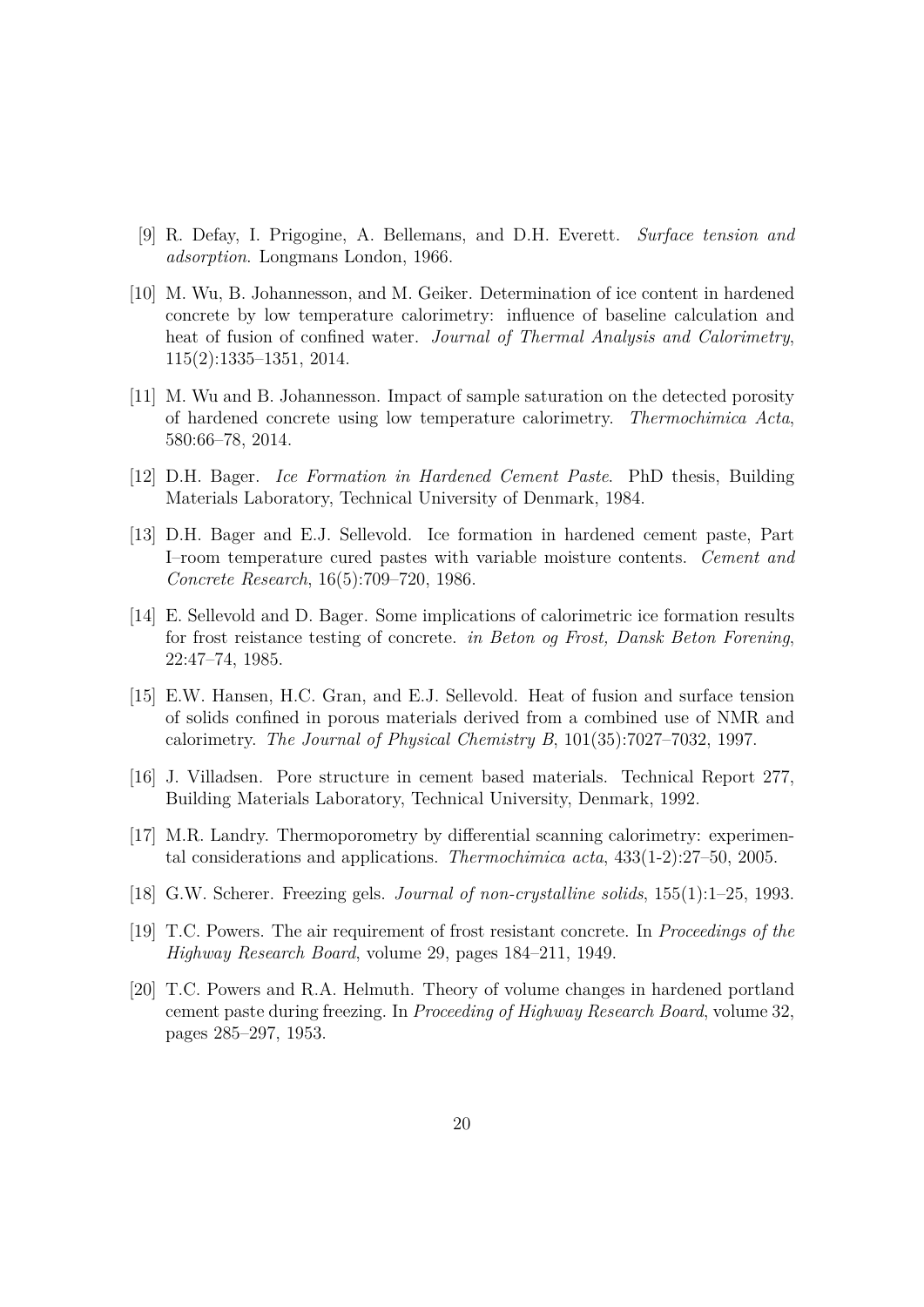[9] R. Defay, I. Prigogine, A. Bellemans, and D.H. Everett. *Surface tension and adsorption*. Longmans London, 1966.

[10] M. Wu, B. Johannesson, and M. Geiker. Determination of ice content in hardened concrete by low temperature calorimetry: influence of baseline calculation and heat of fusion of confined water. *Journal of Thermal Analysis and Calorimetry*, 115(2):1335–1351, 2014.

[11] M. Wu and B. Johannesson. Impact of sample saturation on the detected porosity of hardened concrete using low temperature calorimetry. *Thermochimica Acta*, 580:66–78, 2014.

[12] D.H. Bager. *Ice Formation in Hardened Cement Paste*. PhD thesis, Building Materials Laboratory, Technical University of Denmark, 1984.

[13] D.H. Bager and E.J. Sellevold. Ice formation in hardened cement paste, Part I–room temperature cured pastes with variable moisture contents. *Cement and Concrete Research*, 16(5):709–720, 1986.

[14] E. Sellevold and D. Bager. Some implications of calorimetric ice formation results for frost reistance testing of concrete. *in Beton og Frost, Dansk Beton Forening*, 22:47–74, 1985.

[15] E.W. Hansen, H.C. Gran, and E.J. Sellevold. Heat of fusion and surface tension of solids confined in porous materials derived from a combined use of NMR and calorimetry. *The Journal of Physical Chemistry B*, 101(35):7027–7032, 1997.

[16] J. Villadsen. Pore structure in cement based materials. Technical Report 277, Building Materials Laboratory, Technical University, Denmark, 1992.

[17] M.R. Landry. Thermoporometry by differential scanning calorimetry: experimental considerations and applications. *Thermochimica acta*, 433(1-2):27–50, 2005.

[18] G.W. Scherer. Freezing gels. *Journal of non-crystalline solids*, 155(1):1–25, 1993.

[19] T.C. Powers. The air requirement of frost resistant concrete. In *Proceedings of the Highway Research Board*, volume 29, pages 184–211, 1949.

[20] T.C. Powers and R.A. Helmuth. Theory of volume changes in hardened portland cement paste during freezing. In *Proceeding of Highway Research Board*, volume 32, pages 285–297, 1953.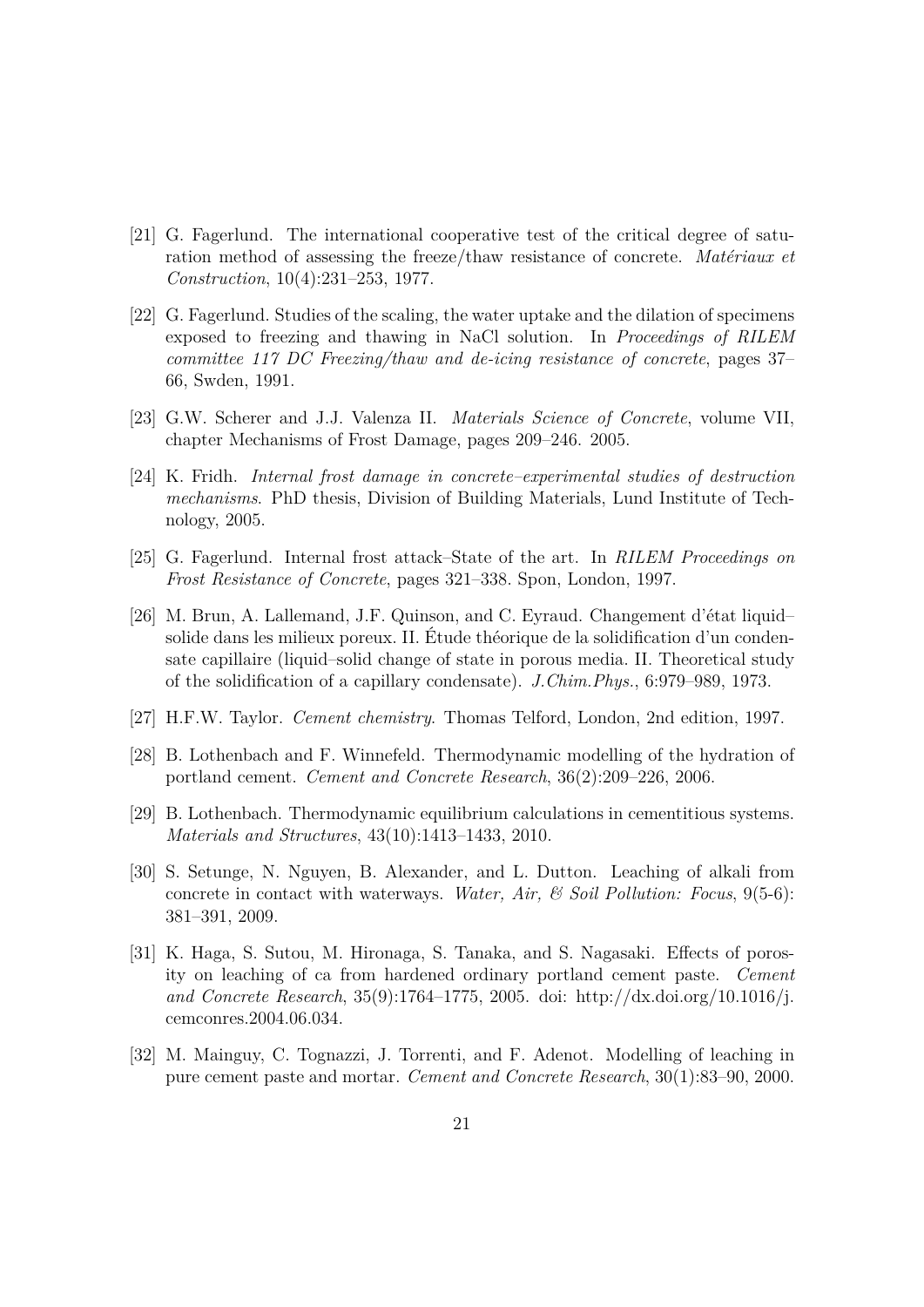[21] G. Fagerlund. The international cooperative test of the critical degree of saturation method of assessing the freeze/thaw resistance of concrete. *Matériaux et Construction*, 10(4):231–253, 1977.

[22] G. Fagerlund. Studies of the scaling, the water uptake and the dilation of specimens exposed to freezing and thawing in NaCl solution. In *Proceedings of RILEM committee 117 DC Freezing/thaw and de-icing resistance of concrete*, pages 37–66, Swden, 1991.

[23] G.W. Scherer and J.J. Valenza II. *Materials Science of Concrete*, volume VII, chapter Mechanisms of Frost Damage, pages 209–246. 2005.

[24] K. Fridh. *Internal frost damage in concrete–experimental studies of destruction mechanisms*. PhD thesis, Division of Building Materials, Lund Institute of Technology, 2005.

[25] G. Fagerlund. Internal frost attack–State of the art. In *RILEM Proceedings on Frost Resistance of Concrete*, pages 321–338. Spon, London, 1997.

[26] M. Brun, A. Lallemand, J.F. Quinson, and C. Eyraud. Changement d'état liquid–solide dans les milieux poreux. II. Étude théorique de la solidification d'un condensate capillaire (liquid–solid change of state in porous media. II. Theoretical study of the solidification of a capillary condensate). *J.Chim.Phys.*, 6:979–989, 1973.

[27] H.F.W. Taylor. *Cement chemistry*. Thomas Telford, London, 2nd edition, 1997.

[28] B. Lothenbach and F. Winnefeld. Thermodynamic modelling of the hydration of portland cement. *Cement and Concrete Research*, 36(2):209–226, 2006.

[29] B. Lothenbach. Thermodynamic equilibrium calculations in cementitious systems. *Materials and Structures*, 43(10):1413–1433, 2010.

[30] S. Setunge, N. Nguyen, B. Alexander, and L. Dutton. Leaching of alkali from concrete in contact with waterways. *Water, Air, & Soil Pollution: Focus*, 9(5-6):381–391, 2009.

[31] K. Haga, S. Sutou, M. Hironaga, S. Tanaka, and S. Nagasaki. Effects of porosity on leaching of ca from hardened ordinary portland cement paste. *Cement and Concrete Research*, 35(9):1764–1775, 2005. doi: http://dx.doi.org/10.1016/j.cemconres.2004.06.034.

[32] M. Mainguy, C. Tognazzi, J. Torrenti, and F. Adenot. Modelling of leaching in pure cement paste and mortar. *Cement and Concrete Research*, 30(1):83–90, 2000.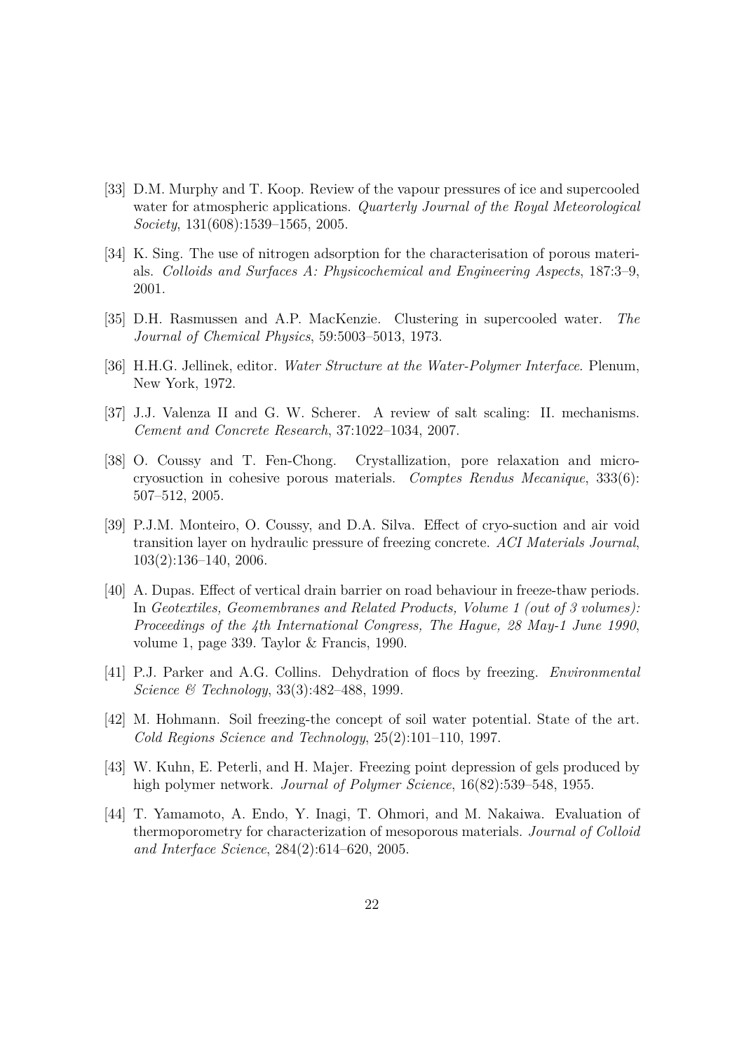[33] D.M. Murphy and T. Koop. Review of the vapour pressures of ice and supercooled water for atmospheric applications. *Quarterly Journal of the Royal Meteorological Society*, 131(608):1539–1565, 2005.

[34] K. Sing. The use of nitrogen adsorption for the characterisation of porous materials. *Colloids and Surfaces A: Physicochemical and Engineering Aspects*, 187:3–9, 2001.

[35] D.H. Rasmussen and A.P. MacKenzie. Clustering in supercooled water. *The Journal of Chemical Physics*, 59:5003–5013, 1973.

[36] H.H.G. Jellinek, editor. *Water Structure at the Water-Polymer Interface*. Plenum, New York, 1972.

[37] J.J. Valenza II and G. W. Scherer. A review of salt scaling: II. mechanisms. *Cement and Concrete Research*, 37:1022–1034, 2007.

[38] O. Coussy and T. Fen-Chong. Crystallization, pore relaxation and micro-cryosuction in cohesive porous materials. *Comptes Rendus Mecanique*, 333(6): 507–512, 2005.

[39] P.J.M. Monteiro, O. Coussy, and D.A. Silva. Effect of cryo-suction and air void transition layer on hydraulic pressure of freezing concrete. *ACI Materials Journal*, 103(2):136–140, 2006.

[40] A. Dupas. Effect of vertical drain barrier on road behaviour in freeze-thaw periods. In *Geotextiles, Geomembranes and Related Products, Volume 1 (out of 3 volumes): Proceedings of the 4th International Congress, The Hague, 28 May-1 June 1990*, volume 1, page 339. Taylor & Francis, 1990.

[41] P.J. Parker and A.G. Collins. Dehydration of flocs by freezing. *Environmental Science & Technology*, 33(3):482–488, 1999.

[42] M. Hohmann. Soil freezing-the concept of soil water potential. State of the art. *Cold Regions Science and Technology*, 25(2):101–110, 1997.

[43] W. Kuhn, E. Peterli, and H. Majer. Freezing point depression of gels produced by high polymer network. *Journal of Polymer Science*, 16(82):539–548, 1955.

[44] T. Yamamoto, A. Endo, Y. Inagi, T. Ohmori, and M. Nakaiwa. Evaluation of thermoporometry for characterization of mesoporous materials. *Journal of Colloid and Interface Science*, 284(2):614–620, 2005.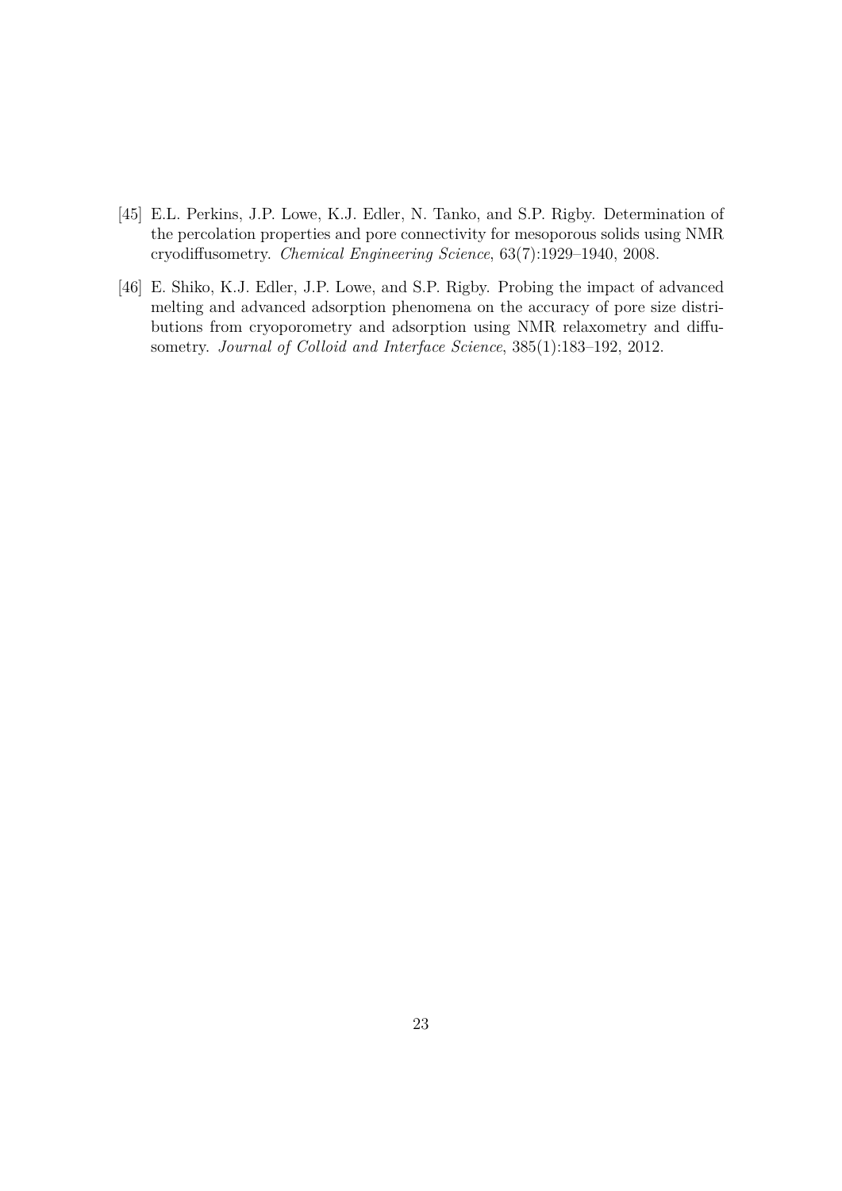[45] E.L. Perkins, J.P. Lowe, K.J. Edler, N. Tanko, and S.P. Rigby. Determination of the percolation properties and pore connectivity for mesoporous solids using NMR cryodiffusometry. *Chemical Engineering Science*, 63(7):1929–1940, 2008.

[46] E. Shiko, K.J. Edler, J.P. Lowe, and S.P. Rigby. Probing the impact of advanced melting and advanced adsorption phenomena on the accuracy of pore size distributions from cryoporometry and adsorption using NMR relaxometry and diffusometry. *Journal of Colloid and Interface Science*, 385(1):183–192, 2012.